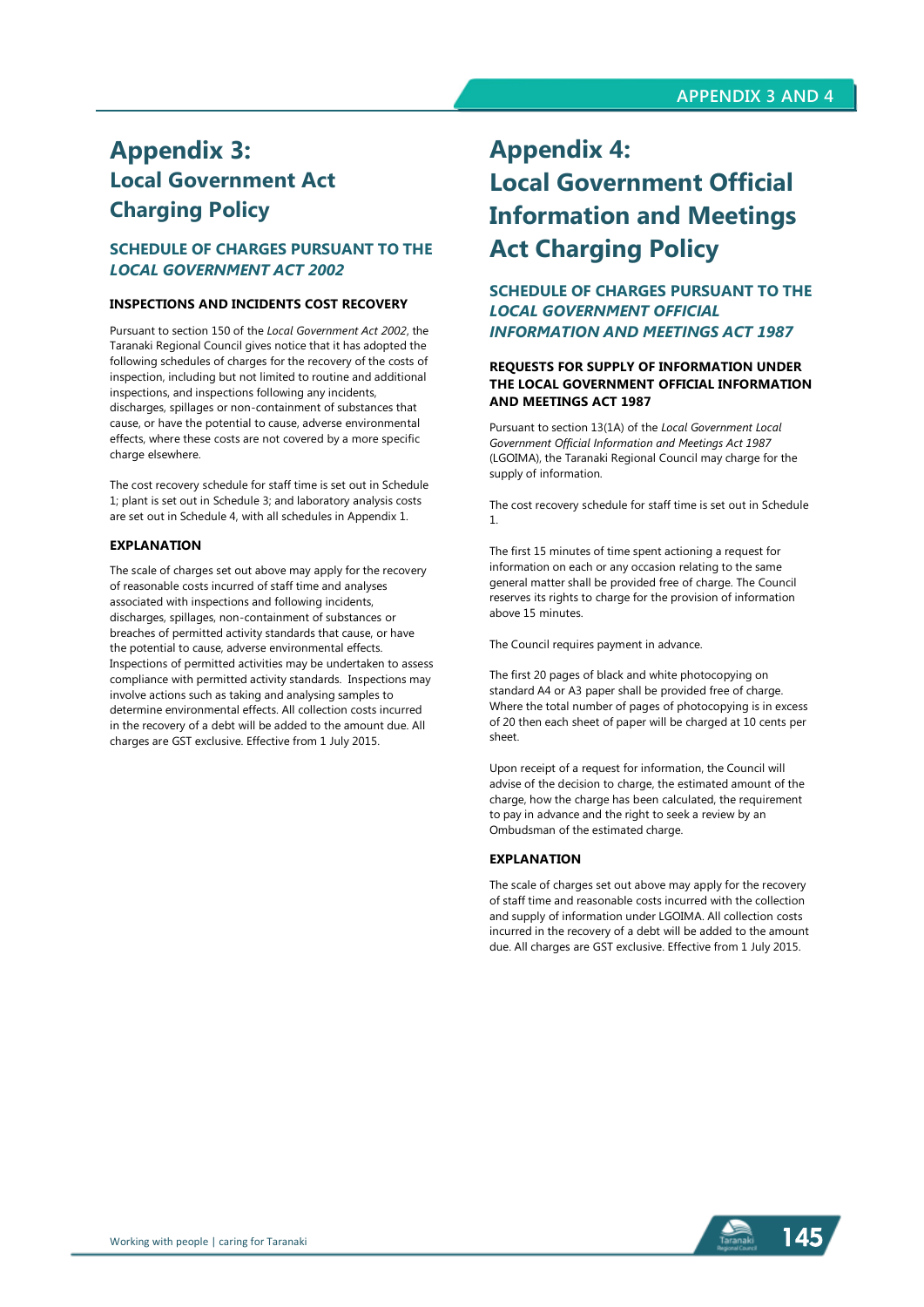# Appendix 3: Local Government Act Charging Policy

## SCHEDULE OF CHARGES PURSUANT TO THE *LOCAL GOVERNMENT ACT 2002*

### INSPECTIONS AND INCIDENTS COST RECOVERY

Pursuant to section 150 of the *Local Government Act 2002*, the Taranaki Regional Council gives notice that it has adopted the following schedules of charges for the recovery of the costs of inspection, including but not limited to routine and additional inspections, and inspections following any incidents, discharges, spillages or non-containment of substances that cause, or have the potential to cause, adverse environmental effects, where these costs are not covered by a more specific charge elsewhere.

The cost recovery schedule for staff time is set out in Schedule 1; plant is set out in Schedule 3; and laboratory analysis costs are set out in Schedule 4, with all schedules in Appendix 1.

### EXPLANATION

The scale of charges set out above may apply for the recovery of reasonable costs incurred of staff time and analyses associated with inspections and following incidents, discharges, spillages, non-containment of substances or breaches of permitted activity standards that cause, or have the potential to cause, adverse environmental effects. Inspections of permitted activities may be undertaken to assess compliance with permitted activity standards. Inspections may involve actions such as taking and analysing samples to determine environmental effects. All collection costs incurred in the recovery of a debt will be added to the amount due. All charges are GST exclusive. Effective from 1 July 2015.

# Appendix 4: Local Government Official Information and Meetings Act Charging Policy

## SCHEDULE OF CHARGES PURSUANT TO THE *LOCAL GOVERNMENT OFFICIAL INFORMATION AND MEETINGS ACT 1987*

### REQUESTS FOR SUPPLY OF INFORMATION UNDER THE LOCAL GOVERNMENT OFFICIAL INFORMATION AND MEETINGS ACT 1987

Pursuant to section 13(1A) of the *Local Government Local Government Official Information and Meetings Act 1987* (LGOIMA), the Taranaki Regional Council may charge for the supply of information.

The cost recovery schedule for staff time is set out in Schedule 1.

The first 15 minutes of time spent actioning a request for information on each or any occasion relating to the same general matter shall be provided free of charge. The Council reserves its rights to charge for the provision of information above 15 minutes.

The Council requires payment in advance.

The first 20 pages of black and white photocopying on standard A4 or A3 paper shall be provided free of charge. Where the total number of pages of photocopying is in excess of 20 then each sheet of paper will be charged at 10 cents per sheet.

Upon receipt of a request for information, the Council will advise of the decision to charge, the estimated amount of the charge, how the charge has been calculated, the requirement to pay in advance and the right to seek a review by an Ombudsman of the estimated charge.

### EXPLANATION

The scale of charges set out above may apply for the recovery of staff time and reasonable costs incurred with the collection and supply of information under LGOIMA. All collection costs incurred in the recovery of a debt will be added to the amount due. All charges are GST exclusive. Effective from 1 July 2015.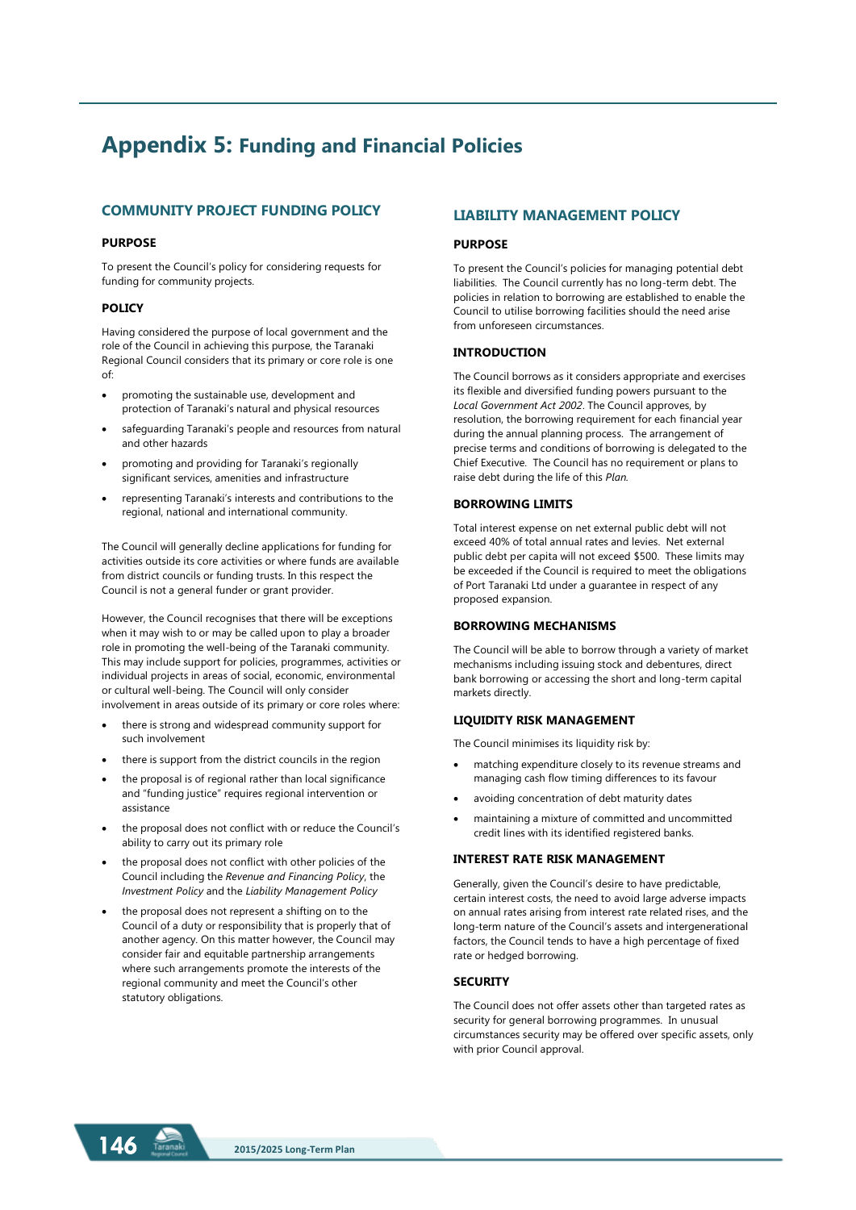# Appendix 5: Funding and Financial Policies

## COMMUNITY PROJECT FUNDING POLICY

### PURPOSE

To present the Council's policy for considering requests for funding for community projects.

### POLICY

Having considered the purpose of local government and the role of the Council in achieving this purpose, the Taranaki Regional Council considers that its primary or core role is one of:

- promoting the sustainable use, development and protection of Taranaki's natural and physical resources
- safeguarding Taranaki's people and resources from natural and other hazards
- promoting and providing for Taranaki's regionally significant services, amenities and infrastructure
- representing Taranaki's interests and contributions to the regional, national and international community.

The Council will generally decline applications for funding for activities outside its core activities or where funds are available from district councils or funding trusts. In this respect the Council is not a general funder or grant provider.

However, the Council recognises that there will be exceptions when it may wish to or may be called upon to play a broader role in promoting the well-being of the Taranaki community. This may include support for policies, programmes, activities or individual projects in areas of social, economic, environmental or cultural well-being. The Council will only consider involvement in areas outside of its primary or core roles where:

- there is strong and widespread community support for such involvement
- there is support from the district councils in the region
- the proposal is of regional rather than local significance and "funding justice" requires regional intervention or assistance
- the proposal does not conflict with or reduce the Council's ability to carry out its primary role
- the proposal does not conflict with other policies of the Council including the *Revenue and Financing Policy*, the *Investment Policy* and the *Liability Management Policy*
- the proposal does not represent a shifting on to the Council of a duty or responsibility that is properly that of another agency. On this matter however, the Council may consider fair and equitable partnership arrangements where such arrangements promote the interests of the regional community and meet the Council's other statutory obligations.

## LIABILITY MANAGEMENT POLICY

### PURPOSE

To present the Council's policies for managing potential debt liabilities. The Council currently has no long-term debt. The policies in relation to borrowing are established to enable the Council to utilise borrowing facilities should the need arise from unforeseen circumstances.

### INTRODUCTION

The Council borrows as it considers appropriate and exercises its flexible and diversified funding powers pursuant to the *Local Government Act 2002*. The Council approves, by resolution, the borrowing requirement for each financial year during the annual planning process. The arrangement of precise terms and conditions of borrowing is delegated to the Chief Executive. The Council has no requirement or plans to raise debt during the life of this *Plan*.

### BORROWING LIMITS

Total interest expense on net external public debt will not exceed 40% of total annual rates and levies. Net external public debt per capita will not exceed $500. These limits may be exceeded if the Council is required to meet the obligations of Port Taranaki Ltd under a guarantee in respect of any proposed expansion.

### BORROWING MECHANISMS

The Council will be able to borrow through a variety of market mechanisms including issuing stock and debentures, direct bank borrowing or accessing the short and long-term capital markets directly.

### LIQUIDITY RISK MANAGEMENT

The Council minimises its liquidity risk by:

- matching expenditure closely to its revenue streams and managing cash flow timing differences to its favour
- avoiding concentration of debt maturity dates
- maintaining a mixture of committed and uncommitted credit lines with its identified registered banks.

### INTEREST RATE RISK MANAGEMENT

Generally, given the Council's desire to have predictable, certain interest costs, the need to avoid large adverse impacts on annual rates arising from interest rate related rises, and the long-term nature of the Council's assets and intergenerational factors, the Council tends to have a high percentage of fixed rate or hedged borrowing.

### SECURITY

The Council does not offer assets other than targeted rates as security for general borrowing programmes. In unusual circumstances security may be offered over specific assets, only with prior Council approval.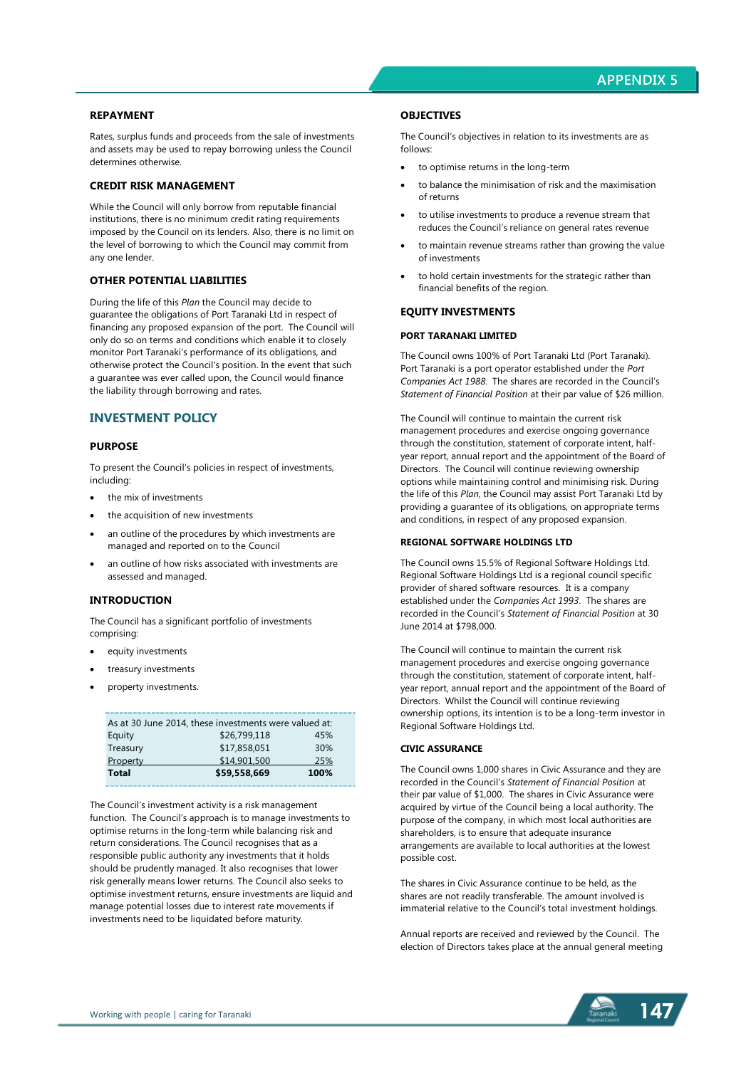### REPAYMENT

Rates, surplus funds and proceeds from the sale of investments and assets may be used to repay borrowing unless the Council determines otherwise.

### CREDIT RISK MANAGEMENT

While the Council will only borrow from reputable financial institutions, there is no minimum credit rating requirements imposed by the Council on its lenders. Also, there is no limit on the level of borrowing to which the Council may commit from any one lender.

### OTHER POTENTIAL LIABILITIES

During the life of this *Plan* the Council may decide to guarantee the obligations of Port Taranaki Ltd in respect of financing any proposed expansion of the port. The Council will only do so on terms and conditions which enable it to closely monitor Port Taranaki's performance of its obligations, and otherwise protect the Council's position. In the event that such a guarantee was ever called upon, the Council would finance the liability through borrowing and rates.

## INVESTMENT POLICY

### PURPOSE

To present the Council's policies in respect of investments, including:

- the mix of investments
- the acquisition of new investments
- an outline of the procedures by which investments are managed and reported on to the Council
- an outline of how risks associated with investments are assessed and managed.

### INTRODUCTION

The Council has a significant portfolio of investments comprising:

- equity investments
- treasury investments
- property investments.

As at 30 June 2014, these investments were valued at:

| | | |
|---|---|---|
| Equity | $26,799,118 | 45% |
| Treasury | $17,858,051 | 30% |
| Property | $14,901,500 | 25% |
| **Total** | **$59,558,669** | **100%** |

The Council's investment activity is a risk management function. The Council's approach is to manage investments to optimise returns in the long-term while balancing risk and return considerations. The Council recognises that as a responsible public authority any investments that it holds should be prudently managed. It also recognises that lower risk generally means lower returns. The Council also seeks to optimise investment returns, ensure investments are liquid and manage potential losses due to interest rate movements if investments need to be liquidated before maturity.

### OBJECTIVES

The Council's objectives in relation to its investments are as follows:

- to optimise returns in the long-term
- to balance the minimisation of risk and the maximisation of returns
- to utilise investments to produce a revenue stream that reduces the Council's reliance on general rates revenue
- to maintain revenue streams rather than growing the value of investments
- to hold certain investments for the strategic rather than financial benefits of the region.

### EQUITY INVESTMENTS

#### PORT TARANAKI LIMITED

The Council owns 100% of Port Taranaki Ltd (Port Taranaki). Port Taranaki is a port operator established under the *Port Companies Act 1988*. The shares are recorded in the Council's *Statement of Financial Position* at their par value of $26 million.

The Council will continue to maintain the current risk management procedures and exercise ongoing governance through the constitution, statement of corporate intent, half-year report, annual report and the appointment of the Board of Directors. The Council will continue reviewing ownership options while maintaining control and minimising risk. During the life of this *Plan*, the Council may assist Port Taranaki Ltd by providing a guarantee of its obligations, on appropriate terms and conditions, in respect of any proposed expansion.

#### REGIONAL SOFTWARE HOLDINGS LTD

The Council owns 15.5% of Regional Software Holdings Ltd. Regional Software Holdings Ltd is a regional council specific provider of shared software resources. It is a company established under the *Companies Act 1993*. The shares are recorded in the Council's *Statement of Financial Position* at 30 June 2014 at $798,000.

The Council will continue to maintain the current risk management procedures and exercise ongoing governance through the constitution, statement of corporate intent, half-year report, annual report and the appointment of the Board of Directors. Whilst the Council will continue reviewing ownership options, its intention is to be a long-term investor in Regional Software Holdings Ltd.

#### CIVIC ASSURANCE

The Council owns 1,000 shares in Civic Assurance and they are recorded in the Council's *Statement of Financial Position* at their par value of $1,000. The shares in Civic Assurance were acquired by virtue of the Council being a local authority. The purpose of the company, in which most local authorities are shareholders, is to ensure that adequate insurance arrangements are available to local authorities at the lowest possible cost.

The shares in Civic Assurance continue to be held, as the shares are not readily transferable. The amount involved is immaterial relative to the Council's total investment holdings.

Annual reports are received and reviewed by the Council. The election of Directors takes place at the annual general meeting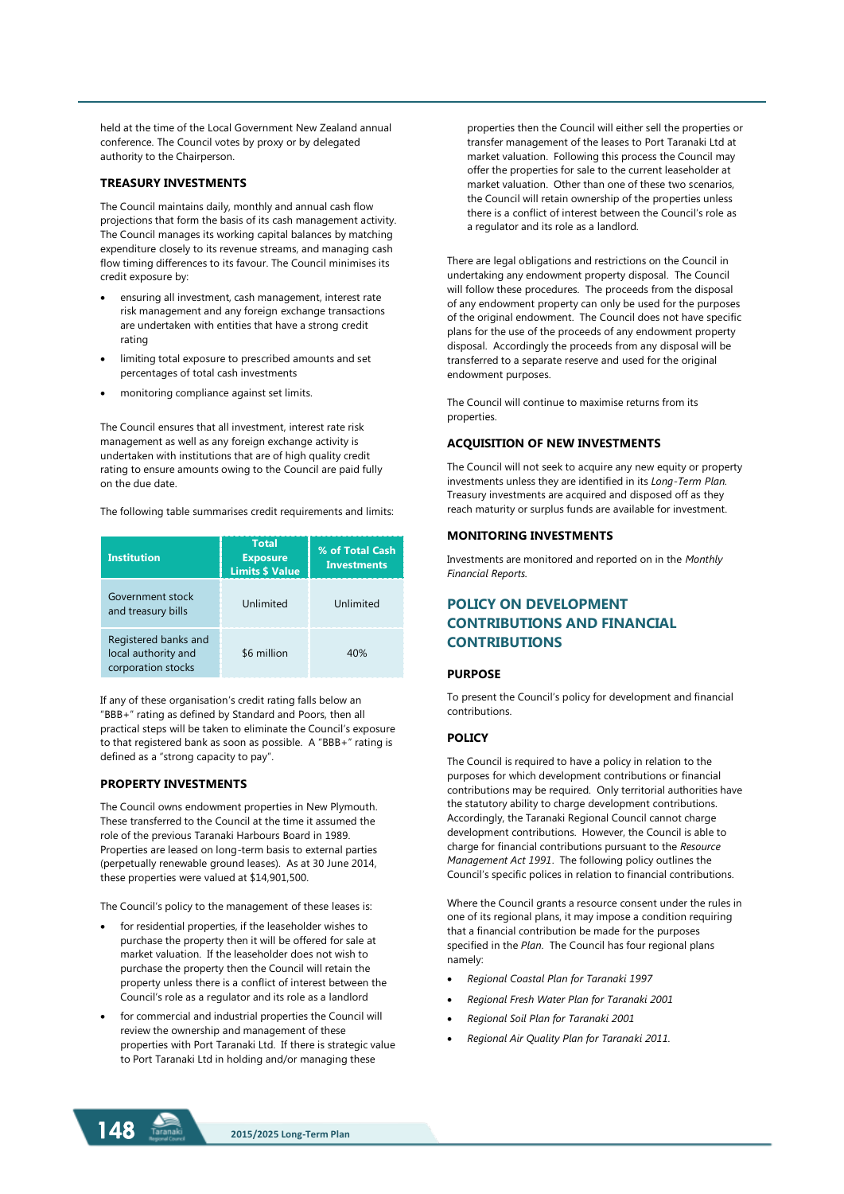held at the time of the Local Government New Zealand annual conference. The Council votes by proxy or by delegated authority to the Chairperson.

### TREASURY INVESTMENTS

The Council maintains daily, monthly and annual cash flow projections that form the basis of its cash management activity. The Council manages its working capital balances by matching expenditure closely to its revenue streams, and managing cash flow timing differences to its favour. The Council minimises its credit exposure by:

- ensuring all investment, cash management, interest rate risk management and any foreign exchange transactions are undertaken with entities that have a strong credit rating
- limiting total exposure to prescribed amounts and set percentages of total cash investments
- monitoring compliance against set limits.

The Council ensures that all investment, interest rate risk management as well as any foreign exchange activity is undertaken with institutions that are of high quality credit rating to ensure amounts owing to the Council are paid fully on the due date.

The following table summarises credit requirements and limits:

| Institution | Total Exposure Limits $ Value | % of Total Cash Investments |
|---|---|---|
| Government stock and treasury bills | Unlimited | Unlimited |
| Registered banks and local authority and corporation stocks | $6 million | 40% |

If any of these organisation's credit rating falls below an "BBB+" rating as defined by Standard and Poors, then all practical steps will be taken to eliminate the Council's exposure to that registered bank as soon as possible. A "BBB+" rating is defined as a "strong capacity to pay".

### PROPERTY INVESTMENTS

The Council owns endowment properties in New Plymouth. These transferred to the Council at the time it assumed the role of the previous Taranaki Harbours Board in 1989. Properties are leased on long-term basis to external parties (perpetually renewable ground leases). As at 30 June 2014, these properties were valued at $14,901,500.

The Council's policy to the management of these leases is:

- for residential properties, if the leaseholder wishes to purchase the property then it will be offered for sale at market valuation. If the leaseholder does not wish to purchase the property then the Council will retain the property unless there is a conflict of interest between the Council's role as a regulator and its role as a landlord
- for commercial and industrial properties the Council will review the ownership and management of these properties with Port Taranaki Ltd. If there is strategic value to Port Taranaki Ltd in holding and/or managing these properties then the Council will either sell the properties or transfer management of the leases to Port Taranaki Ltd at market valuation. Following this process the Council may offer the properties for sale to the current leaseholder at market valuation. Other than one of these two scenarios, the Council will retain ownership of the properties unless there is a conflict of interest between the Council's role as a regulator and its role as a landlord.

There are legal obligations and restrictions on the Council in undertaking any endowment property disposal. The Council will follow these procedures. The proceeds from the disposal of any endowment property can only be used for the purposes of the original endowment. The Council does not have specific plans for the use of the proceeds of any endowment property disposal. Accordingly the proceeds from any disposal will be transferred to a separate reserve and used for the original endowment purposes.

The Council will continue to maximise returns from its properties.

### ACQUISITION OF NEW INVESTMENTS

The Council will not seek to acquire any new equity or property investments unless they are identified in its *Long-Term Plan*. Treasury investments are acquired and disposed off as they reach maturity or surplus funds are available for investment.

### MONITORING INVESTMENTS

Investments are monitored and reported on in the *Monthly Financial Reports*.

## POLICY ON DEVELOPMENT CONTRIBUTIONS AND FINANCIAL CONTRIBUTIONS

### PURPOSE

To present the Council's policy for development and financial contributions.

### POLICY

The Council is required to have a policy in relation to the purposes for which development contributions or financial contributions may be required. Only territorial authorities have the statutory ability to charge development contributions. Accordingly, the Taranaki Regional Council cannot charge development contributions. However, the Council is able to charge for financial contributions pursuant to the *Resource Management Act 1991*. The following policy outlines the Council's specific polices in relation to financial contributions.

Where the Council grants a resource consent under the rules in one of its regional plans, it may impose a condition requiring that a financial contribution be made for the purposes specified in the *Plan*. The Council has four regional plans namely:

- *Regional Coastal Plan for Taranaki 1997*
- *Regional Fresh Water Plan for Taranaki 2001*
- *Regional Soil Plan for Taranaki 2001*
- *Regional Air Quality Plan for Taranaki 2011.*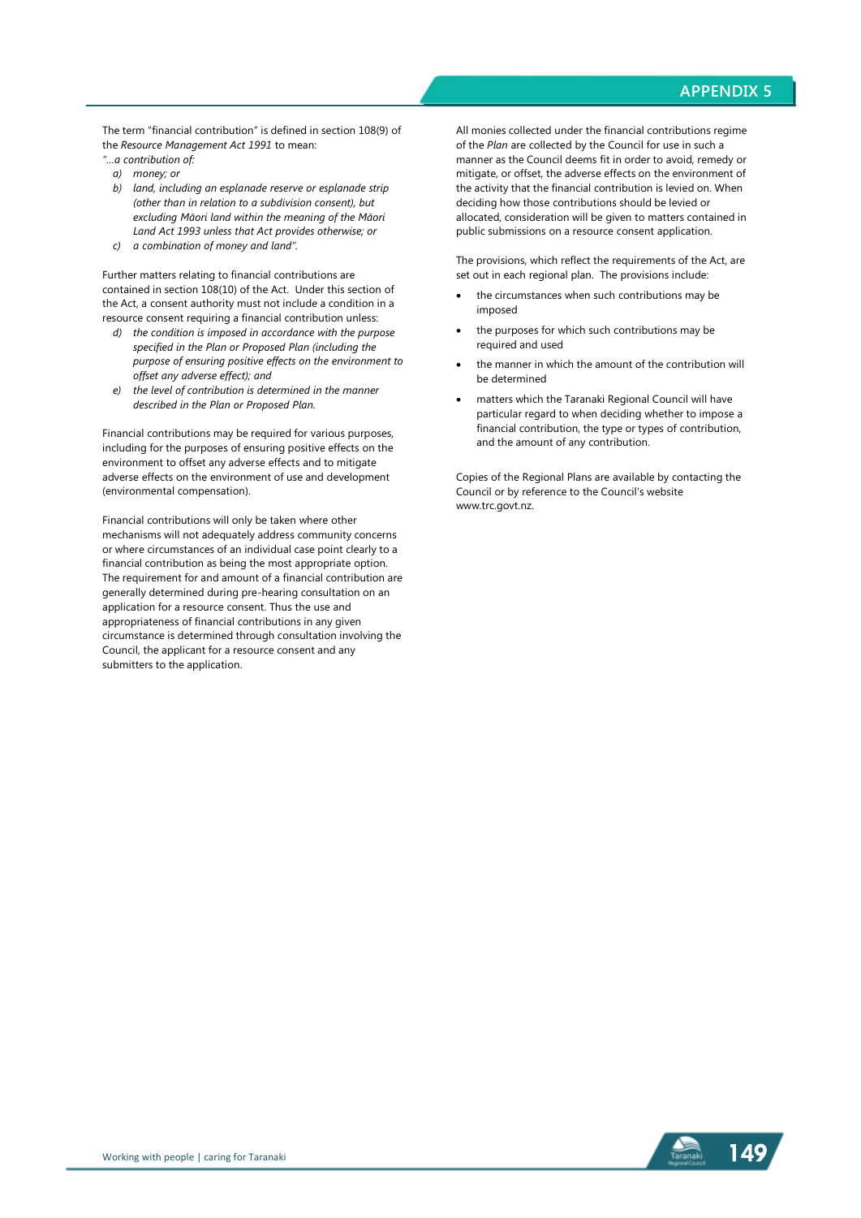The term "financial contribution" is defined in section 108(9) of the *Resource Management Act 1991* to mean:

*"…a contribution of:*

a) *money; or*
b) *land, including an esplanade reserve or esplanade strip (other than in relation to a subdivision consent), but excluding Māori land within the meaning of the Māori Land Act 1993 unless that Act provides otherwise; or*
c) *a combination of money and land".*

Further matters relating to financial contributions are contained in section 108(10) of the Act. Under this section of the Act, a consent authority must not include a condition in a resource consent requiring a financial contribution unless:

d) *the condition is imposed in accordance with the purpose specified in the Plan or Proposed Plan (including the purpose of ensuring positive effects on the environment to offset any adverse effect); and*
e) *the level of contribution is determined in the manner described in the Plan or Proposed Plan.*

Financial contributions may be required for various purposes, including for the purposes of ensuring positive effects on the environment to offset any adverse effects and to mitigate adverse effects on the environment of use and development (environmental compensation).

Financial contributions will only be taken where other mechanisms will not adequately address community concerns or where circumstances of an individual case point clearly to a financial contribution as being the most appropriate option. The requirement for and amount of a financial contribution are generally determined during pre-hearing consultation on an application for a resource consent. Thus the use and appropriateness of financial contributions in any given circumstance is determined through consultation involving the Council, the applicant for a resource consent and any submitters to the application.

All monies collected under the financial contributions regime of the *Plan* are collected by the Council for use in such a manner as the Council deems fit in order to avoid, remedy or mitigate, or offset, the adverse effects on the environment of the activity that the financial contribution is levied on. When deciding how those contributions should be levied or allocated, consideration will be given to matters contained in public submissions on a resource consent application.

The provisions, which reflect the requirements of the Act, are set out in each regional plan. The provisions include:

- the circumstances when such contributions may be imposed
- the purposes for which such contributions may be required and used
- the manner in which the amount of the contribution will be determined
- matters which the Taranaki Regional Council will have particular regard to when deciding whether to impose a financial contribution, the type or types of contribution, and the amount of any contribution.

Copies of the Regional Plans are available by contacting the Council or by reference to the Council's website www.trc.govt.nz.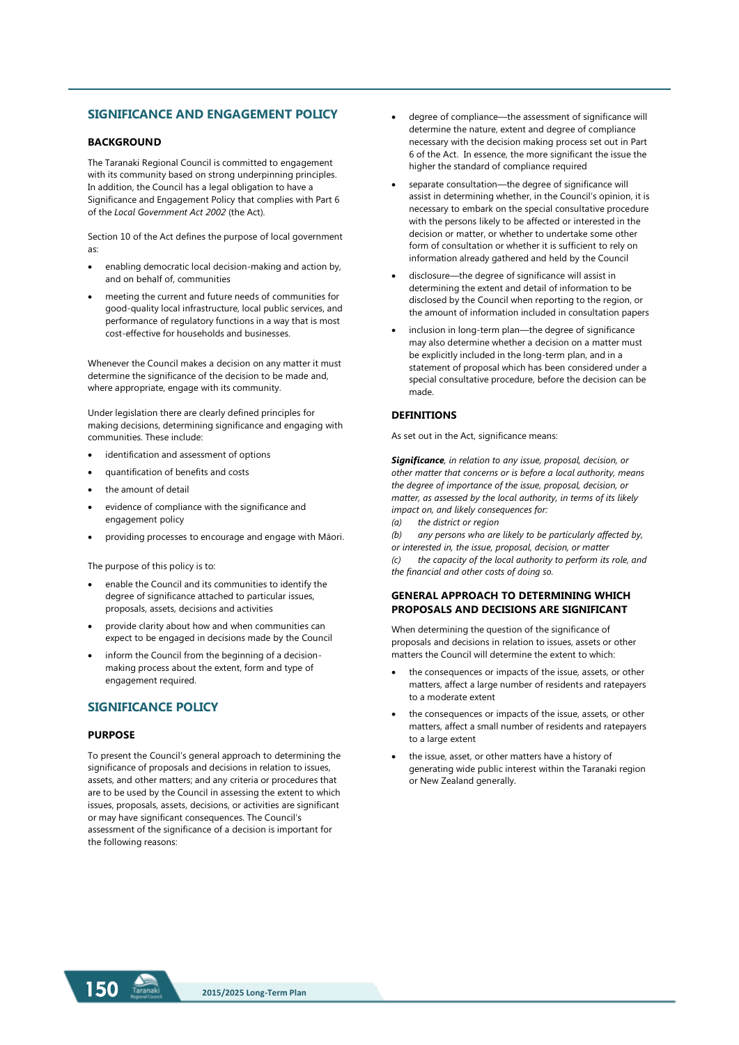## SIGNIFICANCE AND ENGAGEMENT POLICY

### BACKGROUND

The Taranaki Regional Council is committed to engagement with its community based on strong underpinning principles. In addition, the Council has a legal obligation to have a Significance and Engagement Policy that complies with Part 6 of the *Local Government Act 2002* (the Act).

Section 10 of the Act defines the purpose of local government as:

- enabling democratic local decision-making and action by, and on behalf of, communities
- meeting the current and future needs of communities for good-quality local infrastructure, local public services, and performance of regulatory functions in a way that is most cost-effective for households and businesses.

Whenever the Council makes a decision on any matter it must determine the significance of the decision to be made and, where appropriate, engage with its community.

Under legislation there are clearly defined principles for making decisions, determining significance and engaging with communities. These include:

- identification and assessment of options
- quantification of benefits and costs
- the amount of detail
- evidence of compliance with the significance and engagement policy
- providing processes to encourage and engage with Māori.

The purpose of this policy is to:

- enable the Council and its communities to identify the degree of significance attached to particular issues, proposals, assets, decisions and activities
- provide clarity about how and when communities can expect to be engaged in decisions made by the Council
- inform the Council from the beginning of a decision-making process about the extent, form and type of engagement required.

## SIGNIFICANCE POLICY

### PURPOSE

To present the Council's general approach to determining the significance of proposals and decisions in relation to issues, assets, and other matters; and any criteria or procedures that are to be used by the Council in assessing the extent to which issues, proposals, assets, decisions, or activities are significant or may have significant consequences. The Council's assessment of the significance of a decision is important for the following reasons:

- degree of compliance—the assessment of significance will determine the nature, extent and degree of compliance necessary with the decision making process set out in Part 6 of the Act. In essence, the more significant the issue the higher the standard of compliance required
- separate consultation—the degree of significance will assist in determining whether, in the Council's opinion, it is necessary to embark on the special consultative procedure with the persons likely to be affected or interested in the decision or matter, or whether to undertake some other form of consultation or whether it is sufficient to rely on information already gathered and held by the Council
- disclosure—the degree of significance will assist in determining the extent and detail of information to be disclosed by the Council when reporting to the region, or the amount of information included in consultation papers
- inclusion in long-term plan—the degree of significance may also determine whether a decision on a matter must be explicitly included in the long-term plan, and in a statement of proposal which has been considered under a special consultative procedure, before the decision can be made.

### DEFINITIONS

As set out in the Act, significance means:

***Significance****, in relation to any issue, proposal, decision, or other matter that concerns or is before a local authority, means the degree of importance of the issue, proposal, decision, or matter, as assessed by the local authority, in terms of its likely impact on, and likely consequences for:*

*(a) the district or region*

*(b) any persons who are likely to be particularly affected by, or interested in, the issue, proposal, decision, or matter*

*(c) the capacity of the local authority to perform its role, and the financial and other costs of doing so.*

### GENERAL APPROACH TO DETERMINING WHICH PROPOSALS AND DECISIONS ARE SIGNIFICANT

When determining the question of the significance of proposals and decisions in relation to issues, assets or other matters the Council will determine the extent to which:

- the consequences or impacts of the issue, assets, or other matters, affect a large number of residents and ratepayers to a moderate extent
- the consequences or impacts of the issue, assets, or other matters, affect a small number of residents and ratepayers to a large extent
- the issue, asset, or other matters have a history of generating wide public interest within the Taranaki region or New Zealand generally.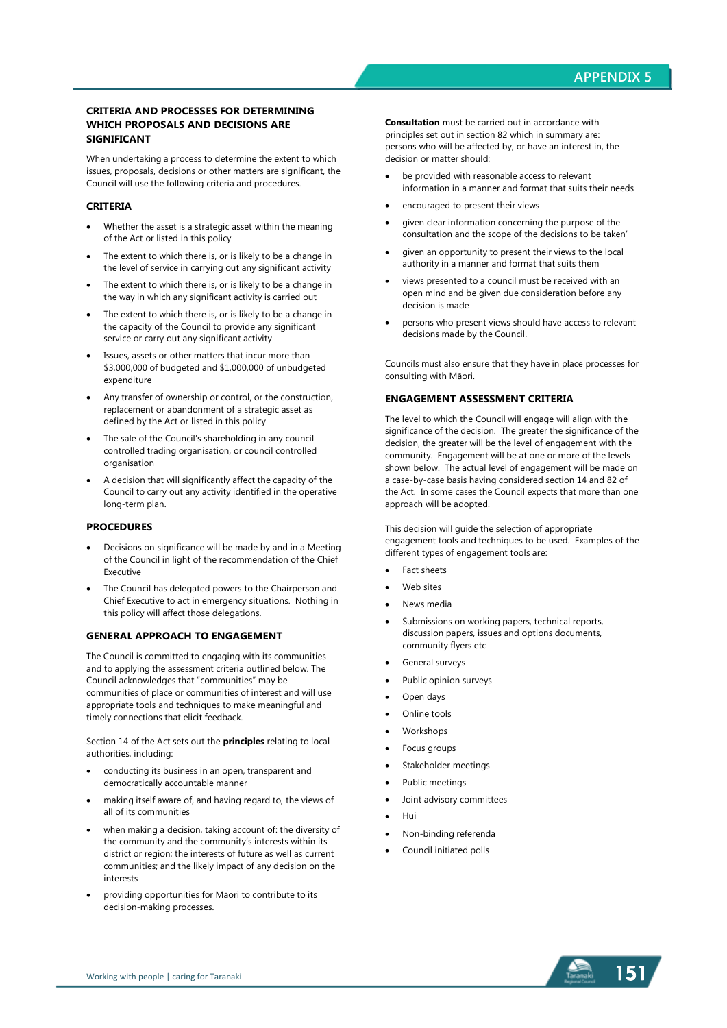## CRITERIA AND PROCESSES FOR DETERMINING WHICH PROPOSALS AND DECISIONS ARE SIGNIFICANT

When undertaking a process to determine the extent to which issues, proposals, decisions or other matters are significant, the Council will use the following criteria and procedures.

### CRITERIA

- Whether the asset is a strategic asset within the meaning of the Act or listed in this policy
- The extent to which there is, or is likely to be a change in the level of service in carrying out any significant activity
- The extent to which there is, or is likely to be a change in the way in which any significant activity is carried out
- The extent to which there is, or is likely to be a change in the capacity of the Council to provide any significant service or carry out any significant activity
- Issues, assets or other matters that incur more than $3,000,000 of budgeted and $1,000,000 of unbudgeted expenditure
- Any transfer of ownership or control, or the construction, replacement or abandonment of a strategic asset as defined by the Act or listed in this policy
- The sale of the Council's shareholding in any council controlled trading organisation, or council controlled organisation
- A decision that will significantly affect the capacity of the Council to carry out any activity identified in the operative long-term plan.

### PROCEDURES

- Decisions on significance will be made by and in a Meeting of the Council in light of the recommendation of the Chief Executive
- The Council has delegated powers to the Chairperson and Chief Executive to act in emergency situations. Nothing in this policy will affect those delegations.

## GENERAL APPROACH TO ENGAGEMENT

The Council is committed to engaging with its communities and to applying the assessment criteria outlined below. The Council acknowledges that "communities" may be communities of place or communities of interest and will use appropriate tools and techniques to make meaningful and timely connections that elicit feedback.

Section 14 of the Act sets out the **principles** relating to local authorities, including:

- conducting its business in an open, transparent and democratically accountable manner
- making itself aware of, and having regard to, the views of all of its communities
- when making a decision, taking account of: the diversity of the community and the community's interests within its district or region; the interests of future as well as current communities; and the likely impact of any decision on the interests
- providing opportunities for Māori to contribute to its decision-making processes.

**Consultation** must be carried out in accordance with principles set out in section 82 which in summary are: persons who will be affected by, or have an interest in, the decision or matter should:

- be provided with reasonable access to relevant information in a manner and format that suits their needs
- encouraged to present their views
- given clear information concerning the purpose of the consultation and the scope of the decisions to be taken'
- given an opportunity to present their views to the local authority in a manner and format that suits them
- views presented to a council must be received with an open mind and be given due consideration before any decision is made
- persons who present views should have access to relevant decisions made by the Council.

Councils must also ensure that they have in place processes for consulting with Māori.

## ENGAGEMENT ASSESSMENT CRITERIA

The level to which the Council will engage will align with the significance of the decision. The greater the significance of the decision, the greater will be the level of engagement with the community. Engagement will be at one or more of the levels shown below. The actual level of engagement will be made on a case-by-case basis having considered section 14 and 82 of the Act. In some cases the Council expects that more than one approach will be adopted.

This decision will guide the selection of appropriate engagement tools and techniques to be used. Examples of the different types of engagement tools are:

- Fact sheets
- Web sites
- News media
- Submissions on working papers, technical reports, discussion papers, issues and options documents, community flyers etc
- General surveys
- Public opinion surveys
- Open days
- Online tools
- Workshops
- Focus groups
- Stakeholder meetings
- Public meetings
- Joint advisory committees
- Hui
- Non-binding referenda
- Council initiated polls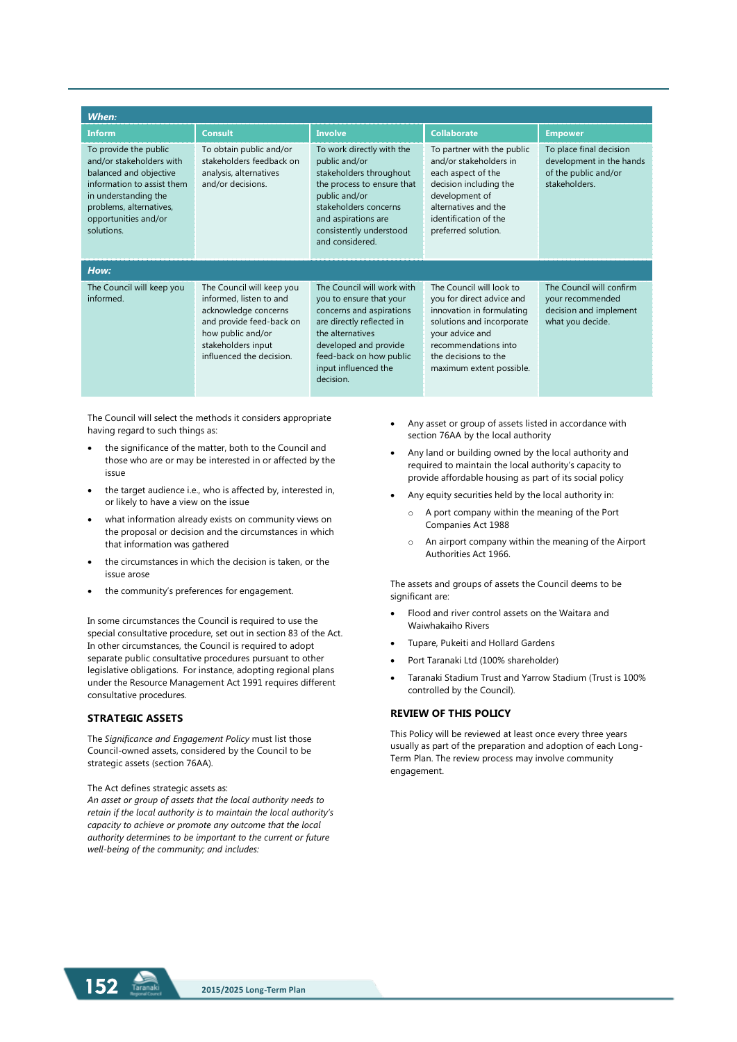| | Inform | Consult | Involve | Collaborate | Empower |
|---|---|---|---|---|---|
| **When:** | To provide the public and/or stakeholders with balanced and objective information to assist them in understanding the problems, alternatives, opportunities and/or solutions. | To obtain public and/or stakeholders feedback on analysis, alternatives and/or decisions. | To work directly with the public and/or stakeholders throughout the process to ensure that public and/or stakeholders concerns and aspirations are consistently understood and considered. | To partner with the public and/or stakeholders in each aspect of the decision including the development of alternatives and the identification of the preferred solution. | To place final decision development in the hands of the public and/or stakeholders. |
| **How:** | The Council will keep you informed. | The Council will keep you informed, listen to and acknowledge concerns and provide feed-back on how public and/or stakeholders input influenced the decision. | The Council will work with you to ensure that your concerns and aspirations are directly reflected in the alternatives developed and provide feed-back on how public input influenced the decision. | The Council will look to you for direct advice and innovation in formulating solutions and incorporate your advice and recommendations into the decisions to the maximum extent possible. | The Council will confirm your recommended decision and implement what you decide. |

The Council will select the methods it considers appropriate having regard to such things as:

- the significance of the matter, both to the Council and those who are or may be interested in or affected by the issue
- the target audience i.e., who is affected by, interested in, or likely to have a view on the issue
- what information already exists on community views on the proposal or decision and the circumstances in which that information was gathered
- the circumstances in which the decision is taken, or the issue arose
- the community's preferences for engagement.

In some circumstances the Council is required to use the special consultative procedure, set out in section 83 of the Act. In other circumstances, the Council is required to adopt separate public consultative procedures pursuant to other legislative obligations. For instance, adopting regional plans under the Resource Management Act 1991 requires different consultative procedures.

## STRATEGIC ASSETS

The *Significance and Engagement Policy* must list those Council-owned assets, considered by the Council to be strategic assets (section 76AA).

The Act defines strategic assets as:
*An asset or group of assets that the local authority needs to retain if the local authority is to maintain the local authority's capacity to achieve or promote any outcome that the local authority determines to be important to the current or future well-being of the community; and includes:*

- Any asset or group of assets listed in accordance with section 76AA by the local authority
- Any land or building owned by the local authority and required to maintain the local authority's capacity to provide affordable housing as part of its social policy
- Any equity securities held by the local authority in:
  - A port company within the meaning of the Port Companies Act 1988
  - An airport company within the meaning of the Airport Authorities Act 1966.

The assets and groups of assets the Council deems to be significant are:

- Flood and river control assets on the Waitara and Waiwhakaiho Rivers
- Tupare, Pukeiti and Hollard Gardens
- Port Taranaki Ltd (100% shareholder)
- Taranaki Stadium Trust and Yarrow Stadium (Trust is 100% controlled by the Council).

## REVIEW OF THIS POLICY

This Policy will be reviewed at least once every three years usually as part of the preparation and adoption of each Long-Term Plan. The review process may involve community engagement.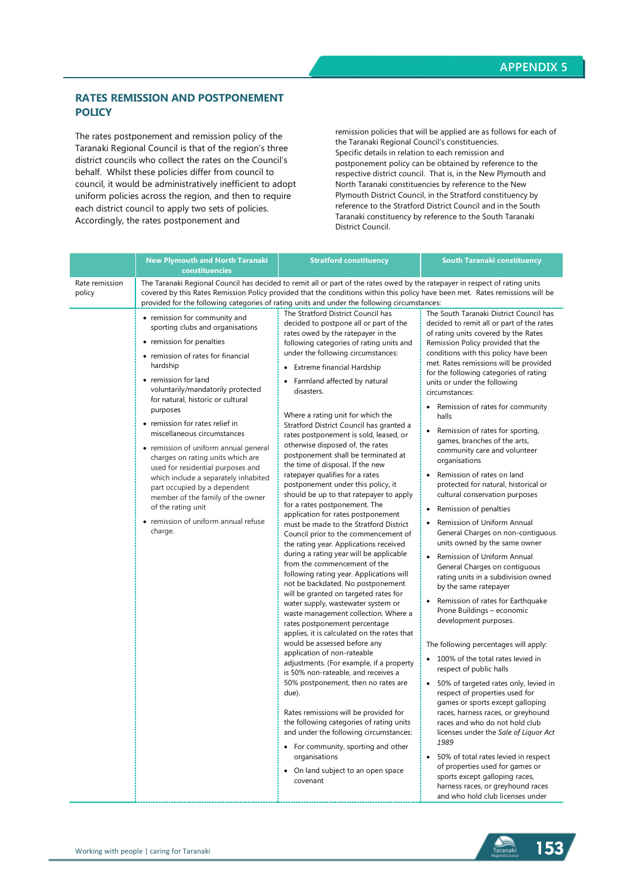## RATES REMISSION AND POSTPONEMENT POLICY

The rates postponement and remission policy of the Taranaki Regional Council is that of the region's three district councils who collect the rates on the Council's behalf. Whilst these policies differ from council to council, it would be administratively inefficient to adopt uniform policies across the region, and then to require each district council to apply two sets of policies. Accordingly, the rates postponement and remission policies that will be applied are as follows for each of the Taranaki Regional Council's constituencies. Specific details in relation to each remission and postponement policy can be obtained by reference to the respective district council. That is, in the New Plymouth and North Taranaki constituencies by reference to the New Plymouth District Council, in the Stratford constituency by reference to the Stratford District Council and in the South Taranaki constituency by reference to the South Taranaki District Council.

| | New Plymouth and North Taranaki constituencies | Stratford constituency | South Taranaki constituency |
|---|---|---|---|
| Rate remission policy | The Taranaki Regional Council has decided to remit all or part of the rates owed by the ratepayer in respect of rating units covered by this Rates Remission Policy provided that the conditions within this policy have been met. Rates remissions will be provided for the following categories of rating units and under the following circumstances: | | |
| | • remission for community and sporting clubs and organisations<br>• remission for penalties<br>• remission of rates for financial hardship<br>• remission for land voluntarily/mandatorily protected for natural, historic or cultural purposes<br>• remission for rates relief in miscellaneous circumstances<br>• remission of uniform annual general charges on rating units which are used for residential purposes and which include a separately inhabited part occupied by a dependent member of the family of the owner of the rating unit<br>• remission of uniform annual refuse charge. | The Stratford District Council has decided to postpone all or part of the rates owed by the ratepayer in the following categories of rating units and under the following circumstances:<br>• Extreme financial Hardship<br>• Farmland affected by natural disasters.<br><br>Where a rating unit for which the Stratford District Council has granted a rates postponement is sold, leased, or otherwise disposed of, the rates postponement shall be terminated at the time of disposal. If the new ratepayer qualifies for a rates postponement under this policy, it should be up to that ratepayer to apply for a rates postponement. The application for rates postponement must be made to the Stratford District Council prior to the commencement of the rating year. Applications received during a rating year will be applicable from the commencement of the following rating year. Applications will not be backdated. No postponement will be granted on targeted rates for water supply, wastewater system or waste management collection. Where a rates postponement percentage applies, it is calculated on the rates that would be assessed before any application of non-rateable adjustments. (For example, if a property is 50% non-rateable, and receives a 50% postponement, then no rates are due).<br><br>Rates remissions will be provided for the following categories of rating units and under the following circumstances:<br>• For community, sporting and other organisations<br>• On land subject to an open space covenant | The South Taranaki District Council has decided to remit all or part of the rates of rating units covered by the Rates Remission Policy provided that the conditions within this policy have been met. Rates remissions will be provided for the following categories of rating units or under the following circumstances:<br>• Remission of rates for community halls<br>• Remission of rates for sporting, games, branches of the arts, community care and volunteer organisations<br>• Remission of rates on land protected for natural, historical or cultural conservation purposes<br>• Remission of penalties<br>• Remission of Uniform Annual General Charges on non-contiguous units owned by the same owner<br>• Remission of Uniform Annual General Charges on contiguous rating units in a subdivision owned by the same ratepayer<br>• Remission of rates for Earthquake Prone Buildings – economic development purposes.<br><br>The following percentages will apply:<br>• 100% of the total rates levied in respect of public halls<br>• 50% of targeted rates only, levied in respect of properties used for games or sports except galloping races, harness races, or greyhound races and who do not hold club licenses under the *Sale of Liquor Act 1989*<br>• 50% of total rates levied in respect of properties used for games or sports except galloping races, harness races, or greyhound races and who hold club licenses under |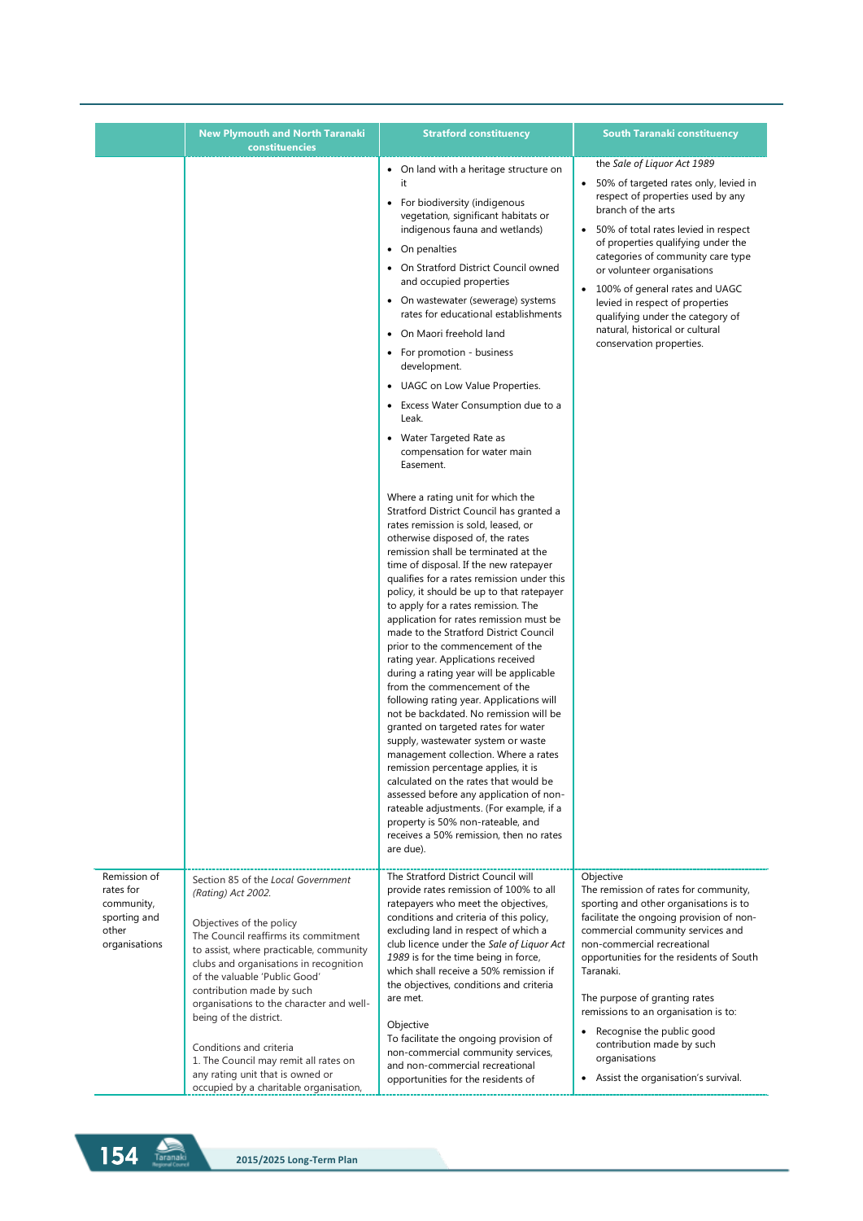| | New Plymouth and North Taranaki constituencies | Stratford constituency | South Taranaki constituency |
|---|---|---|---|
| | | • On land with a heritage structure on it<br>• For biodiversity (indigenous vegetation, significant habitats or indigenous fauna and wetlands)<br>• On penalties<br>• On Stratford District Council owned and occupied properties<br>• On wastewater (sewerage) systems rates for educational establishments<br>• On Maori freehold land<br>• For promotion - business development.<br>• UAGC on Low Value Properties.<br>• Excess Water Consumption due to a Leak.<br>• Water Targeted Rate as compensation for water main Easement.<br><br>Where a rating unit for which the Stratford District Council has granted a rates remission is sold, leased, or otherwise disposed of, the rates remission shall be terminated at the time of disposal. If the new ratepayer qualifies for a rates remission under this policy, it should be up to that ratepayer to apply for a rates remission. The application for rates remission must be made to the Stratford District Council prior to the commencement of the rating year. Applications received during a rating year will be applicable from the commencement of the following rating year. Applications will not be backdated. No remission will be granted on targeted rates for water supply, wastewater system or waste management collection. Where a rates remission percentage applies, it is calculated on the rates that would be assessed before any application of non-rateable adjustments. (For example, if a property is 50% non-rateable, and receives a 50% remission, then no rates are due). | the *Sale of Liquor Act 1989*<br>• 50% of targeted rates only, levied in respect of properties used by any branch of the arts<br>• 50% of total rates levied in respect of properties qualifying under the categories of community care type or volunteer organisations<br>• 100% of general rates and UAGC levied in respect of properties qualifying under the category of natural, historical or cultural conservation properties. |
| Remission of rates for community, sporting and other organisations | Section 85 of the *Local Government (Rating) Act 2002*.<br><br>Objectives of the policy<br>The Council reaffirms its commitment to assist, where practicable, community clubs and organisations in recognition of the valuable 'Public Good' contribution made by such organisations to the character and well-being of the district.<br><br>Conditions and criteria<br>1. The Council may remit all rates on any rating unit that is owned or occupied by a charitable organisation, | The Stratford District Council will provide rates remission of 100% to all ratepayers who meet the objectives, conditions and criteria of this policy, excluding land in respect of which a club licence under the *Sale of Liquor Act 1989* is for the time being in force, which shall receive a 50% remission if the objectives, conditions and criteria are met.<br><br>Objective<br>To facilitate the ongoing provision of non-commercial community services, and non-commercial recreational opportunities for the residents of | Objective<br>The remission of rates for community, sporting and other organisations is to facilitate the ongoing provision of non-commercial community services and non-commercial recreational opportunities for the residents of South Taranaki.<br><br>The purpose of granting rates remissions to an organisation is to:<br>• Recognise the public good contribution made by such organisations<br>• Assist the organisation's survival. |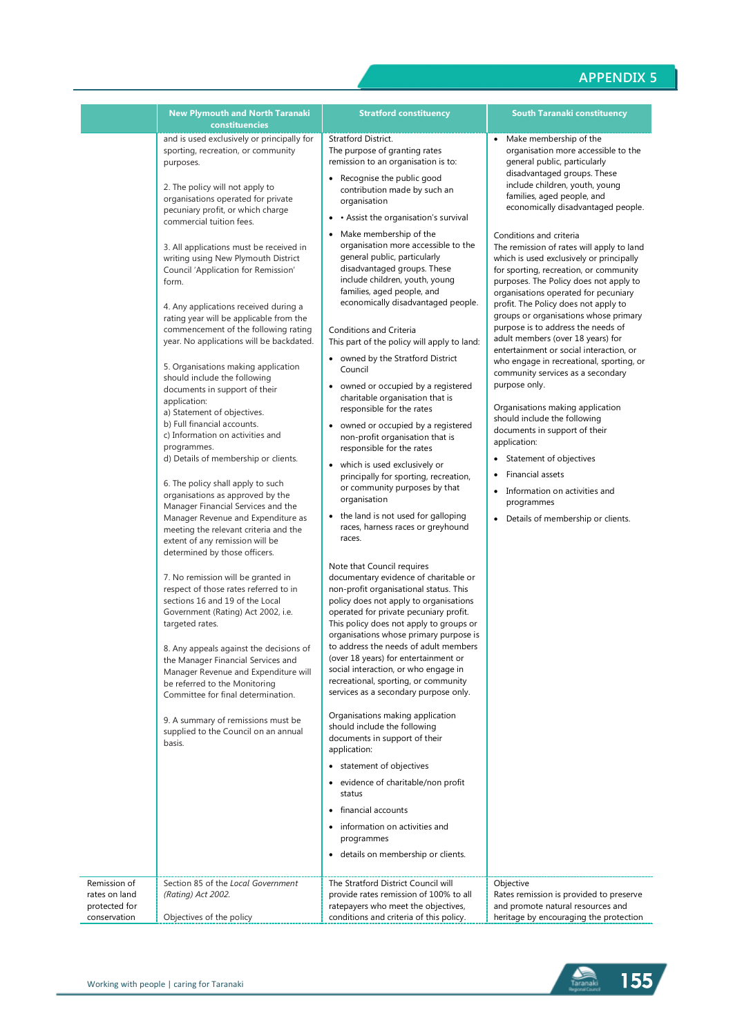## APPENDIX 5

| | New Plymouth and North Taranaki constituencies | Stratford constituency | South Taranaki constituency |
|---|---|---|---|
| | and is used exclusively or principally for sporting, recreation, or community purposes.<br><br>2. The policy will not apply to organisations operated for private pecuniary profit, or which charge commercial tuition fees.<br><br>3. All applications must be received in writing using New Plymouth District Council 'Application for Remission' form.<br><br>4. Any applications received during a rating year will be applicable from the commencement of the following rating year. No applications will be backdated.<br><br>5. Organisations making application should include the following documents in support of their application:<br>a) Statement of objectives.<br>b) Full financial accounts.<br>c) Information on activities and programmes.<br>d) Details of membership or clients.<br><br>6. The policy shall apply to such organisations as approved by the Manager Financial Services and the Manager Revenue and Expenditure as meeting the relevant criteria and the extent of any remission will be determined by those officers.<br><br>7. No remission will be granted in respect of those rates referred to in sections 16 and 19 of the Local Government (Rating) Act 2002, i.e. targeted rates.<br><br>8. Any appeals against the decisions of the Manager Financial Services and Manager Revenue and Expenditure will be referred to the Monitoring Committee for final determination.<br><br>9. A summary of remissions must be supplied to the Council on an annual basis. | Stratford District.<br>The purpose of granting rates remission to an organisation is to:<br>• Recognise the public good contribution made by such an organisation<br>• • Assist the organisation's survival<br>• Make membership of the organisation more accessible to the general public, particularly disadvantaged groups. These include children, youth, young families, aged people, and economically disadvantaged people.<br><br>Conditions and Criteria<br>This part of the policy will apply to land:<br>• owned by the Stratford District Council<br>• owned or occupied by a registered charitable organisation that is responsible for the rates<br>• owned or occupied by a registered non-profit organisation that is responsible for the rates<br>• which is used exclusively or principally for sporting, recreation, or community purposes by that organisation<br>• the land is not used for galloping races, harness races or greyhound races.<br><br>Note that Council requires documentary evidence of charitable or non-profit organisational status. This policy does not apply to organisations operated for private pecuniary profit. This policy does not apply to groups or organisations whose primary purpose is to address the needs of adult members (over 18 years) for entertainment or social interaction, or who engage in recreational, sporting, or community services as a secondary purpose only.<br><br>Organisations making application should include the following documents in support of their application:<br>• statement of objectives<br>• evidence of charitable/non profit status<br>• financial accounts<br>• information on activities and programmes<br>• details on membership or clients. | • Make membership of the organisation more accessible to the general public, particularly disadvantaged groups. These include children, youth, young families, aged people, and economically disadvantaged people.<br><br>Conditions and criteria<br>The remission of rates will apply to land which is used exclusively or principally for sporting, recreation, or community purposes. The Policy does not apply to organisations operated for pecuniary profit. The Policy does not apply to groups or organisations whose primary purpose is to address the needs of adult members (over 18 years) for entertainment or social interaction, or who engage in recreational, sporting, or community services as a secondary purpose only.<br><br>Organisations making application should include the following documents in support of their application:<br>• Statement of objectives<br>• Financial assets<br>• Information on activities and programmes<br>• Details of membership or clients. |
| Remission of rates on land protected for conservation | Section 85 of the *Local Government (Rating) Act 2002.*<br><br>Objectives of the policy | The Stratford District Council will provide rates remission of 100% to all ratepayers who meet the objectives, conditions and criteria of this policy. | Objective<br>Rates remission is provided to preserve and promote natural resources and heritage by encouraging the protection |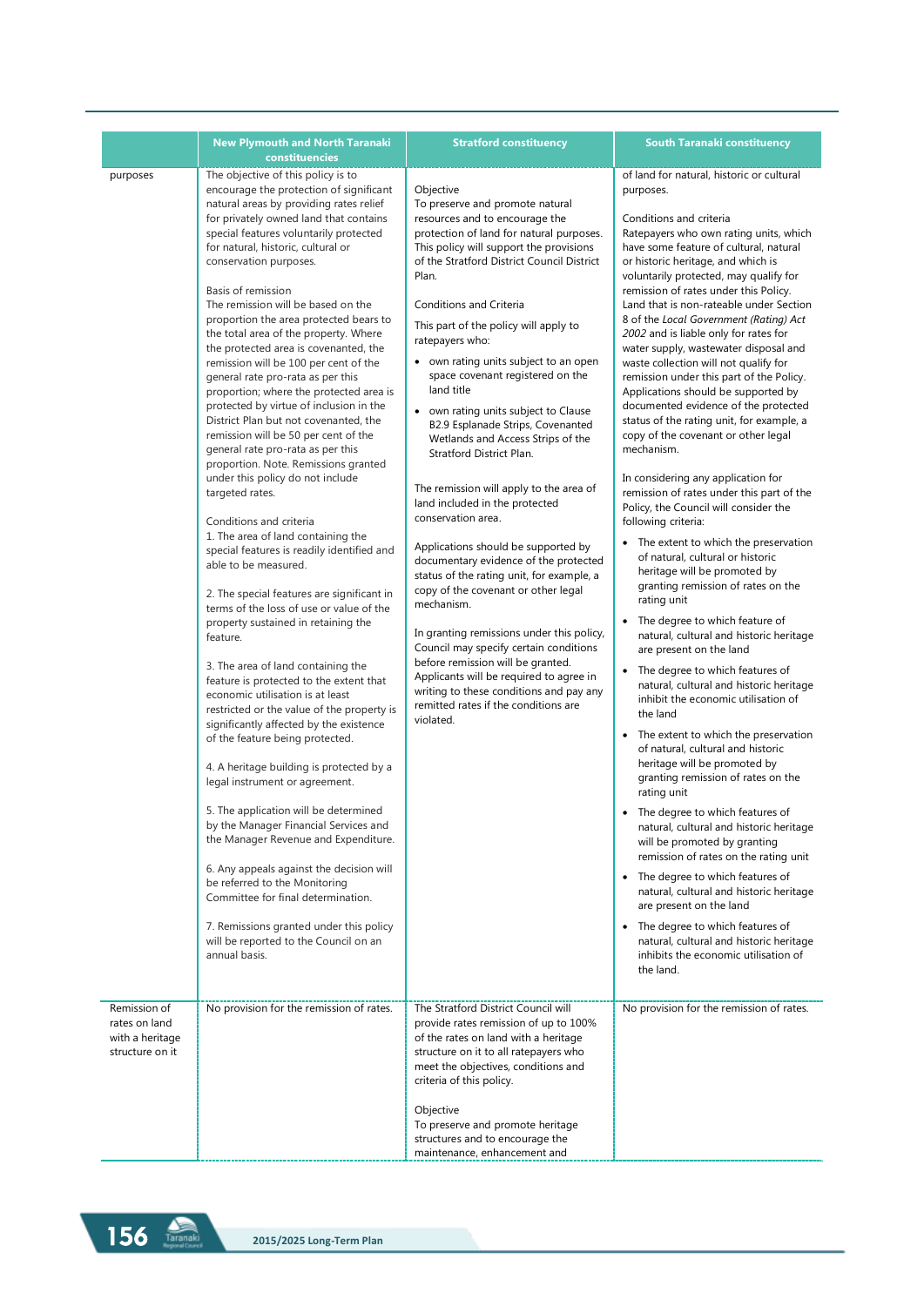| | New Plymouth and North Taranaki constituencies | Stratford constituency | South Taranaki constituency |
|---|---|---|---|
| purposes | The objective of this policy is to encourage the protection of significant natural areas by providing rates relief for privately owned land that contains special features voluntarily protected for natural, historic, cultural or conservation purposes.<br><br>Basis of remission<br>The remission will be based on the proportion the area protected bears to the total area of the property. Where the protected area is covenanted, the remission will be 100 per cent of the general rate pro-rata as per this proportion; where the protected area is protected by virtue of inclusion in the District Plan but not covenanted, the remission will be 50 per cent of the general rate pro-rata as per this proportion. Note. Remissions granted under this policy do not include targeted rates.<br><br>Conditions and criteria<br>1. The area of land containing the special features is readily identified and able to be measured.<br><br>2. The special features are significant in terms of the loss of use or value of the property sustained in retaining the feature.<br><br>3. The area of land containing the feature is protected to the extent that economic utilisation is at least restricted or the value of the property is significantly affected by the existence of the feature being protected.<br><br>4. A heritage building is protected by a legal instrument or agreement.<br><br>5. The application will be determined by the Manager Financial Services and the Manager Revenue and Expenditure.<br><br>6. Any appeals against the decision will be referred to the Monitoring Committee for final determination.<br><br>7. Remissions granted under this policy will be reported to the Council on an annual basis. | Objective<br>To preserve and promote natural resources and to encourage the protection of land for natural purposes. This policy will support the provisions of the Stratford District Council District Plan.<br><br>Conditions and Criteria<br><br>This part of the policy will apply to ratepayers who:<br><br>• own rating units subject to an open space covenant registered on the land title<br><br>• own rating units subject to Clause B2.9 Esplanade Strips, Covenanted Wetlands and Access Strips of the Stratford District Plan.<br><br>The remission will apply to the area of land included in the protected conservation area.<br><br>Applications should be supported by documentary evidence of the protected status of the rating unit, for example, a copy of the covenant or other legal mechanism.<br><br>In granting remissions under this policy, Council may specify certain conditions before remission will be granted. Applicants will be required to agree in writing to these conditions and pay any remitted rates if the conditions are violated. | of land for natural, historic or cultural purposes.<br><br>Conditions and criteria<br>Ratepayers who own rating units, which have some feature of cultural, natural or historic heritage, and which is voluntarily protected, may qualify for remission of rates under this Policy. Land that is non-rateable under Section 8 of the *Local Government (Rating) Act 2002* and is liable only for rates for water supply, wastewater disposal and waste collection will not qualify for remission under this part of the Policy. Applications should be supported by documented evidence of the protected status of the rating unit, for example, a copy of the covenant or other legal mechanism.<br><br>In considering any application for remission of rates under this part of the Policy, the Council will consider the following criteria:<br><br>• The extent to which the preservation of natural, cultural or historic heritage will be promoted by granting remission of rates on the rating unit<br><br>• The degree to which feature of natural, cultural and historic heritage are present on the land<br><br>• The degree to which features of natural, cultural and historic heritage inhibit the economic utilisation of the land<br><br>• The extent to which the preservation of natural, cultural and historic heritage will be promoted by granting remission of rates on the rating unit<br><br>• The degree to which features of natural, cultural and historic heritage will be promoted by granting remission of rates on the rating unit<br><br>• The degree to which features of natural, cultural and historic heritage are present on the land<br><br>• The degree to which features of natural, cultural and historic heritage inhibits the economic utilisation of the land. |
| Remission of rates on land with a heritage structure on it | No provision for the remission of rates. | The Stratford District Council will provide rates remission of up to 100% of the rates on land with a heritage structure on it to all ratepayers who meet the objectives, conditions and criteria of this policy.<br><br>Objective<br>To preserve and promote heritage structures and to encourage the maintenance, enhancement and | No provision for the remission of rates. |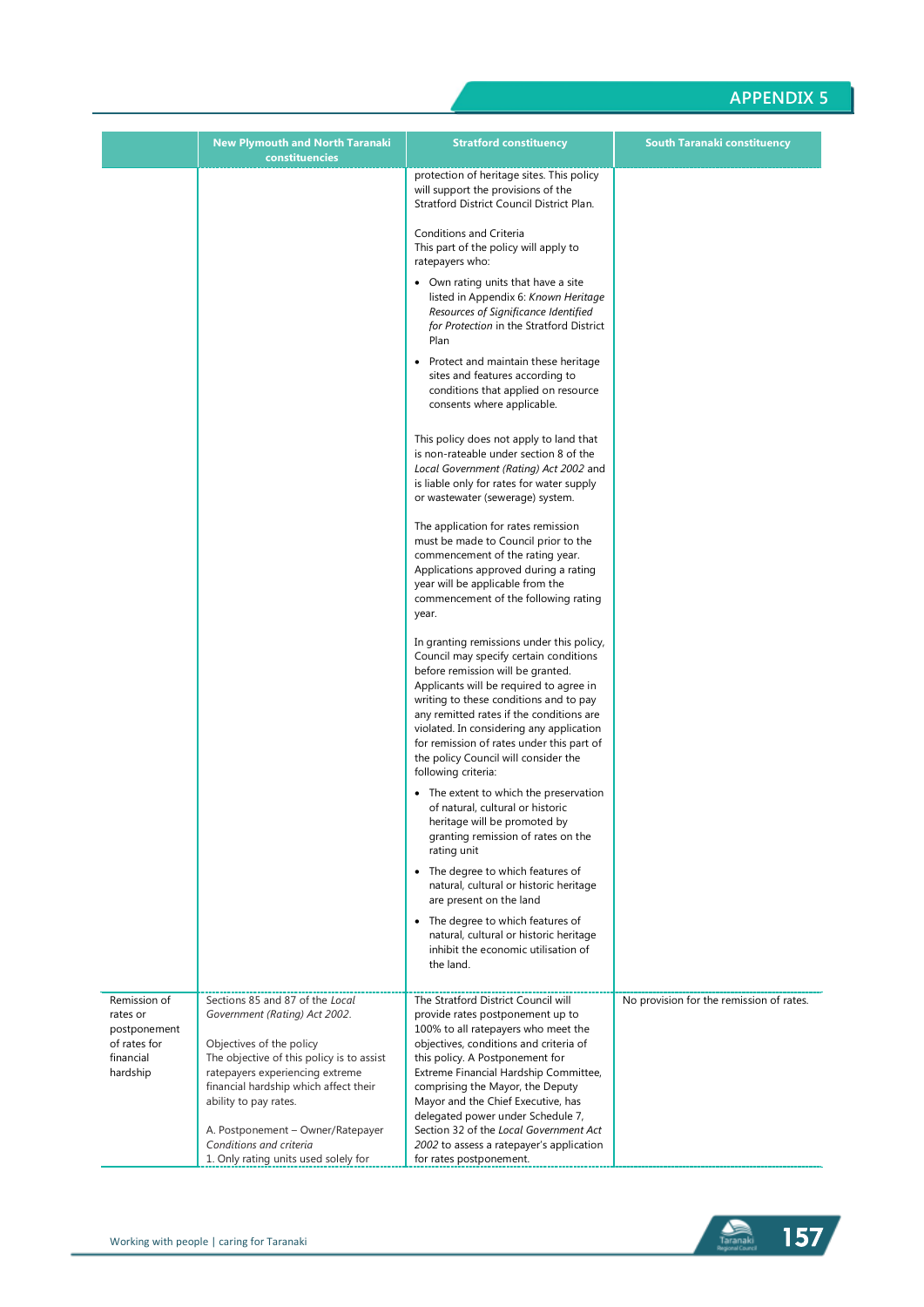# APPENDIX 5

| | New Plymouth and North Taranaki constituencies | Stratford constituency | South Taranaki constituency |
|---|---|---|---|
| | | protection of heritage sites. This policy will support the provisions of the Stratford District Council District Plan.<br><br>Conditions and Criteria<br>This part of the policy will apply to ratepayers who:<br><br>• Own rating units that have a site listed in Appendix 6: *Known Heritage Resources of Significance Identified for Protection* in the Stratford District Plan<br>• Protect and maintain these heritage sites and features according to conditions that applied on resource consents where applicable.<br><br>This policy does not apply to land that is non-rateable under section 8 of the *Local Government (Rating) Act 2002* and is liable only for rates for water supply or wastewater (sewerage) system.<br><br>The application for rates remission must be made to Council prior to the commencement of the rating year. Applications approved during a rating year will be applicable from the commencement of the following rating year.<br><br>In granting remissions under this policy, Council may specify certain conditions before remission will be granted. Applicants will be required to agree in writing to these conditions and to pay any remitted rates if the conditions are violated. In considering any application for remission of rates under this part of the policy Council will consider the following criteria:<br><br>• The extent to which the preservation of natural, cultural or historic heritage will be promoted by granting remission of rates on the rating unit<br>• The degree to which features of natural, cultural or historic heritage are present on the land<br>• The degree to which features of natural, cultural or historic heritage inhibit the economic utilisation of the land. | |
| Remission of rates or postponement of rates for financial hardship | Sections 85 and 87 of the *Local Government (Rating) Act 2002*.<br><br>Objectives of the policy<br>The objective of this policy is to assist ratepayers experiencing extreme financial hardship which affect their ability to pay rates.<br><br>A. Postponement – Owner/Ratepayer<br>*Conditions and criteria*<br>1. Only rating units used solely for | The Stratford District Council will provide rates postponement up to 100% to all ratepayers who meet the objectives, conditions and criteria of this policy. A Postponement for Extreme Financial Hardship Committee, comprising the Mayor, the Deputy Mayor and the Chief Executive, has delegated power under Schedule 7, Section 32 of the *Local Government Act 2002* to assess a ratepayer's application for rates postponement. | No provision for the remission of rates. |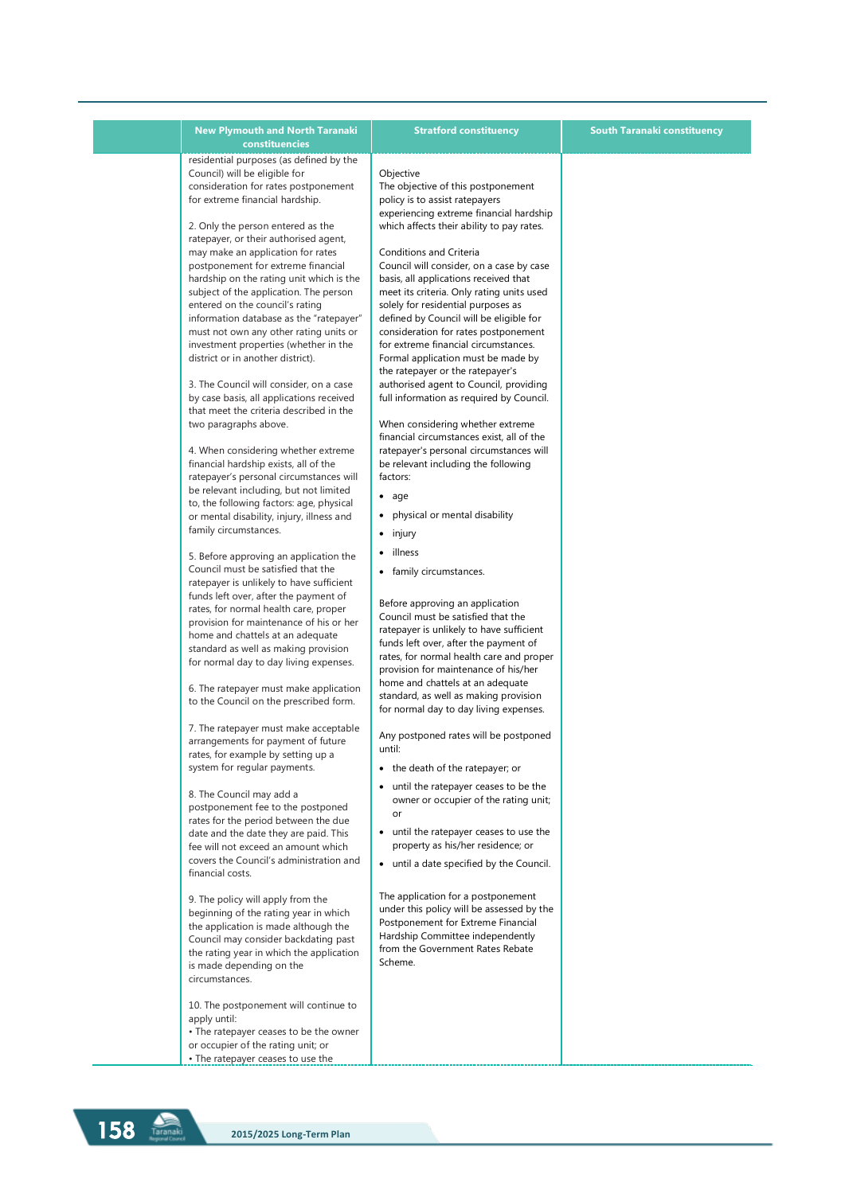| | New Plymouth and North Taranaki constituencies | Stratford constituency | South Taranaki constituency |
|---|---|---|---|
| | residential purposes (as defined by the Council) will be eligible for consideration for rates postponement for extreme financial hardship.<br><br>2. Only the person entered as the ratepayer, or their authorised agent, may make an application for rates postponement for extreme financial hardship on the rating unit which is the subject of the application. The person entered on the council's rating information database as the "ratepayer" must not own any other rating units or investment properties (whether in the district or in another district).<br><br>3. The Council will consider, on a case by case basis, all applications received that meet the criteria described in the two paragraphs above.<br><br>4. When considering whether extreme financial hardship exists, all of the ratepayer's personal circumstances will be relevant including, but not limited to, the following factors: age, physical or mental disability, injury, illness and family circumstances.<br><br>5. Before approving an application the Council must be satisfied that the ratepayer is unlikely to have sufficient funds left over, after the payment of rates, for normal health care, proper provision for maintenance of his or her home and chattels at an adequate standard as well as making provision for normal day to day living expenses.<br><br>6. The ratepayer must make application to the Council on the prescribed form.<br><br>7. The ratepayer must make acceptable arrangements for payment of future rates, for example by setting up a system for regular payments.<br><br>8. The Council may add a postponement fee to the postponed rates for the period between the due date and the date they are paid. This fee will not exceed an amount which covers the Council's administration and financial costs.<br><br>9. The policy will apply from the beginning of the rating year in which the application is made although the Council may consider backdating past the rating year in which the application is made depending on the circumstances.<br><br>10. The postponement will continue to apply until:<br>• The ratepayer ceases to be the owner or occupier of the rating unit; or<br>• The ratepayer ceases to use the | Objective<br>The objective of this postponement policy is to assist ratepayers experiencing extreme financial hardship which affects their ability to pay rates.<br><br>Conditions and Criteria<br>Council will consider, on a case by case basis, all applications received that meet its criteria. Only rating units used solely for residential purposes as defined by Council will be eligible for consideration for rates postponement for extreme financial circumstances. Formal application must be made by the ratepayer or the ratepayer's authorised agent to Council, providing full information as required by Council.<br><br>When considering whether extreme financial circumstances exist, all of the ratepayer's personal circumstances will be relevant including the following factors:<br>• age<br>• physical or mental disability<br>• injury<br>• illness<br>• family circumstances.<br><br>Before approving an application Council must be satisfied that the ratepayer is unlikely to have sufficient funds left over, after the payment of rates, for normal health care and proper provision for maintenance of his/her home and chattels at an adequate standard, as well as making provision for normal day to day living expenses.<br><br>Any postponed rates will be postponed until:<br>• the death of the ratepayer; or<br>• until the ratepayer ceases to be the owner or occupier of the rating unit; or<br>• until the ratepayer ceases to use the property as his/her residence; or<br>• until a date specified by the Council.<br><br>The application for a postponement under this policy will be assessed by the Postponement for Extreme Financial Hardship Committee independently from the Government Rates Rebate Scheme. | |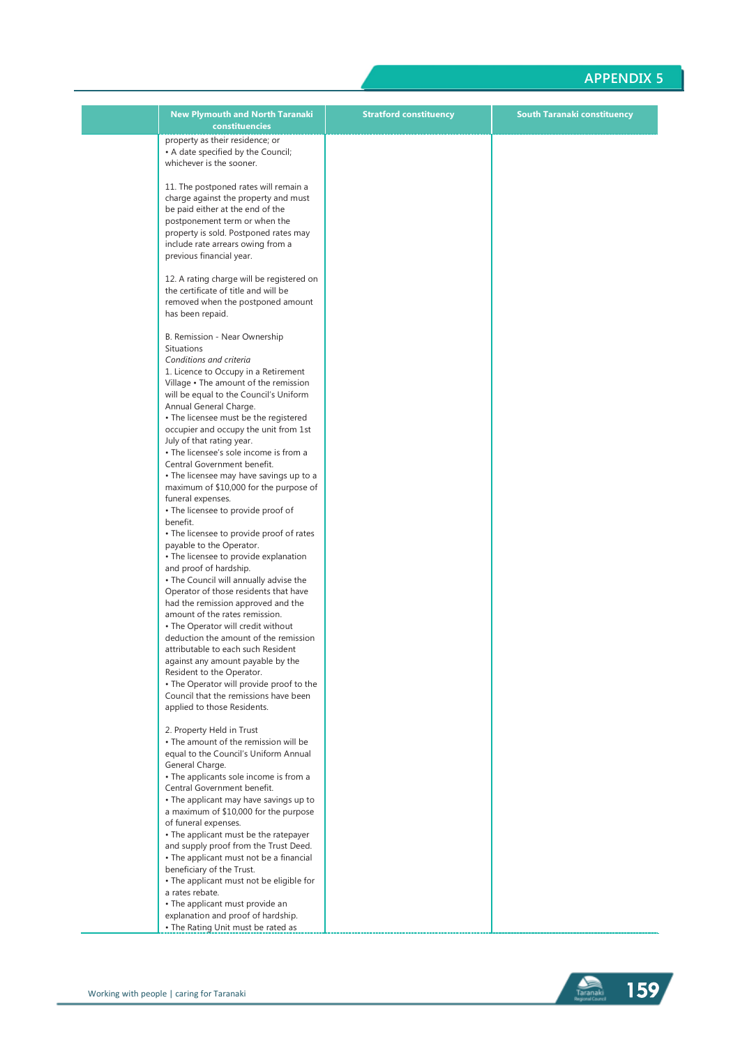| | New Plymouth and North Taranaki constituencies | Stratford constituency | South Taranaki constituency |
|---|---|---|---|
| | property as their residence; or<br>• A date specified by the Council; whichever is the sooner.<br><br>11. The postponed rates will remain a charge against the property and must be paid either at the end of the postponement term or when the property is sold. Postponed rates may include rate arrears owing from a previous financial year.<br><br>12. A rating charge will be registered on the certificate of title and will be removed when the postponed amount has been repaid.<br><br>B. Remission - Near Ownership Situations<br>*Conditions and criteria*<br>1. Licence to Occupy in a Retirement Village • The amount of the remission will be equal to the Council's Uniform Annual General Charge.<br>• The licensee must be the registered occupier and occupy the unit from 1st July of that rating year.<br>• The licensee's sole income is from a Central Government benefit.<br>• The licensee may have savings up to a maximum of $10,000 for the purpose of funeral expenses.<br>• The licensee to provide proof of benefit.<br>• The licensee to provide proof of rates payable to the Operator.<br>• The licensee to provide explanation and proof of hardship.<br>• The Council will annually advise the Operator of those residents that have had the remission approved and the amount of the rates remission.<br>• The Operator will credit without deduction the amount of the remission attributable to each such Resident against any amount payable by the Resident to the Operator.<br>• The Operator will provide proof to the Council that the remissions have been applied to those Residents.<br><br>2. Property Held in Trust<br>• The amount of the remission will be equal to the Council's Uniform Annual General Charge.<br>• The applicants sole income is from a Central Government benefit.<br>• The applicant may have savings up to a maximum of $10,000 for the purpose of funeral expenses.<br>• The applicant must be the ratepayer and supply proof from the Trust Deed.<br>• The applicant must not be a financial beneficiary of the Trust.<br>• The applicant must not be eligible for a rates rebate.<br>• The applicant must provide an explanation and proof of hardship.<br>• The Rating Unit must be rated as | | |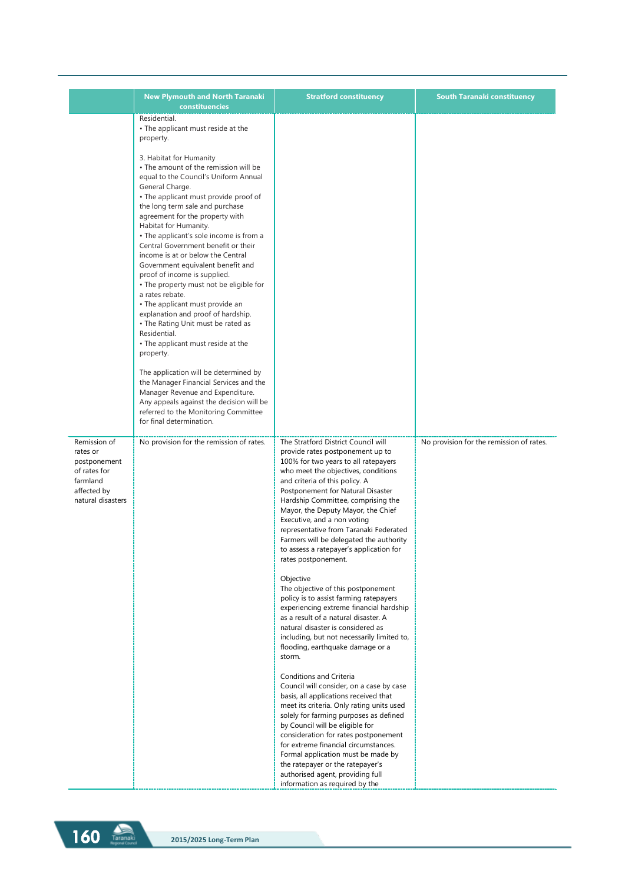| | New Plymouth and North Taranaki constituencies | Stratford constituency | South Taranaki constituency |
|---|---|---|---|
| | Residential.<br>• The applicant must reside at the property.<br><br>3. Habitat for Humanity<br>• The amount of the remission will be equal to the Council's Uniform Annual General Charge.<br>• The applicant must provide proof of the long term sale and purchase agreement for the property with Habitat for Humanity.<br>• The applicant's sole income is from a Central Government benefit or their income is at or below the Central Government equivalent benefit and proof of income is supplied.<br>• The property must not be eligible for a rates rebate.<br>• The applicant must provide an explanation and proof of hardship.<br>• The Rating Unit must be rated as Residential.<br>• The applicant must reside at the property.<br><br>The application will be determined by the Manager Financial Services and the Manager Revenue and Expenditure. Any appeals against the decision will be referred to the Monitoring Committee for final determination. | | |
| Remission of rates or postponement of rates for farmland affected by natural disasters | No provision for the remission of rates. | The Stratford District Council will provide rates postponement up to 100% for two years to all ratepayers who meet the objectives, conditions and criteria of this policy. A Postponement for Natural Disaster Hardship Committee, comprising the Mayor, the Deputy Mayor, the Chief Executive, and a non voting representative from Taranaki Federated Farmers will be delegated the authority to assess a ratepayer's application for rates postponement.<br><br>Objective<br>The objective of this postponement policy is to assist farming ratepayers experiencing extreme financial hardship as a result of a natural disaster. A natural disaster is considered as including, but not necessarily limited to, flooding, earthquake damage or a storm.<br><br>Conditions and Criteria<br>Council will consider, on a case by case basis, all applications received that meet its criteria. Only rating units used solely for farming purposes as defined by Council will be eligible for consideration for rates postponement for extreme financial circumstances. Formal application must be made by the ratepayer or the ratepayer's authorised agent, providing full information as required by the | No provision for the remission of rates. |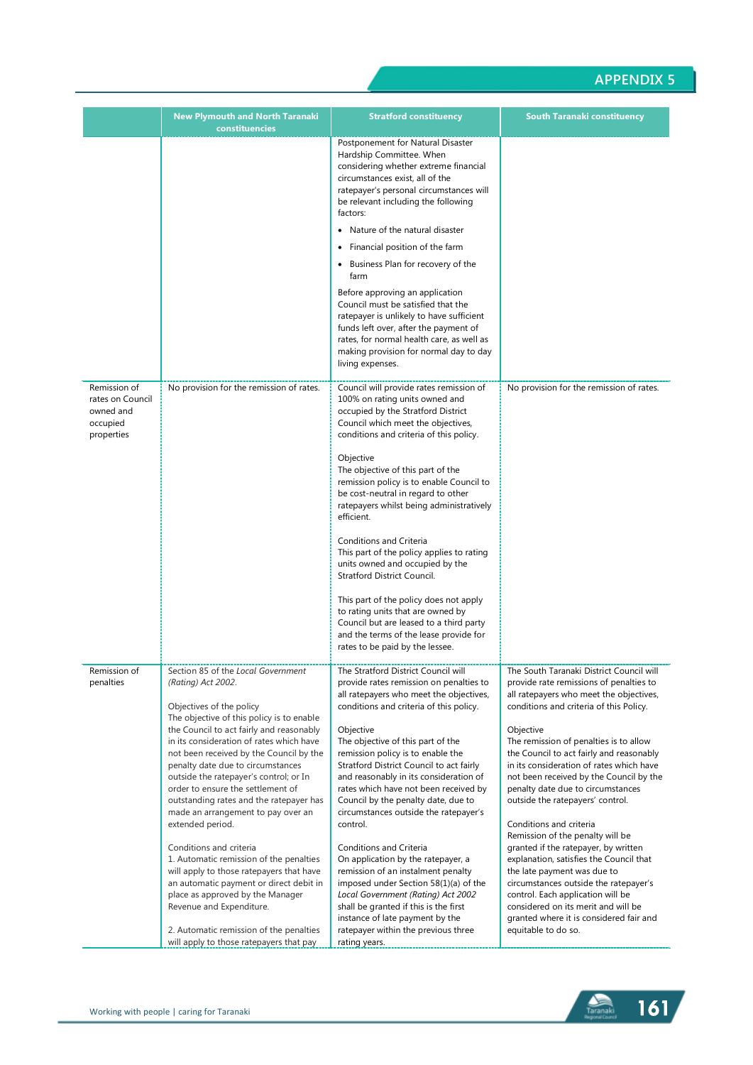| | New Plymouth and North Taranaki constituencies | Stratford constituency | South Taranaki constituency |
|---|---|---|---|
| | | Postponement for Natural Disaster Hardship Committee. When considering whether extreme financial circumstances exist, all of the ratepayer's personal circumstances will be relevant including the following factors:<br>• Nature of the natural disaster<br>• Financial position of the farm<br>• Business Plan for recovery of the farm<br><br>Before approving an application Council must be satisfied that the ratepayer is unlikely to have sufficient funds left over, after the payment of rates, for normal health care, as well as making provision for normal day to day living expenses. | |
| Remission of rates on Council owned and occupied properties | No provision for the remission of rates. | Council will provide rates remission of 100% on rating units owned and occupied by the Stratford District Council which meet the objectives, conditions and criteria of this policy.<br><br>Objective<br>The objective of this part of the remission policy is to enable Council to be cost-neutral in regard to other ratepayers whilst being administratively efficient.<br><br>Conditions and Criteria<br>This part of the policy applies to rating units owned and occupied by the Stratford District Council.<br><br>This part of the policy does not apply to rating units that are owned by Council but are leased to a third party and the terms of the lease provide for rates to be paid by the lessee. | No provision for the remission of rates. |
| Remission of penalties | Section 85 of the *Local Government (Rating) Act 2002*.<br><br>Objectives of the policy<br>The objective of this policy is to enable the Council to act fairly and reasonably in its consideration of rates which have not been received by the Council by the penalty date due to circumstances outside the ratepayer's control; or In order to ensure the settlement of outstanding rates and the ratepayer has made an arrangement to pay over an extended period.<br><br>Conditions and criteria<br>1. Automatic remission of the penalties will apply to those ratepayers that have an automatic payment or direct debit in place as approved by the Manager Revenue and Expenditure.<br><br>2. Automatic remission of the penalties will apply to those ratepayers that pay | The Stratford District Council will provide rates remission on penalties to all ratepayers who meet the objectives, conditions and criteria of this policy.<br><br>Objective<br>The objective of this part of the remission policy is to enable the Stratford District Council to act fairly and reasonably in its consideration of rates which have not been received by Council by the penalty date, due to circumstances outside the ratepayer's control.<br><br>Conditions and Criteria<br>On application by the ratepayer, a remission of an instalment penalty imposed under Section 58(1)(a) of the *Local Government (Rating) Act 2002* shall be granted if this is the first instance of late payment by the ratepayer within the previous three rating years. | The South Taranaki District Council will provide rate remissions of penalties to all ratepayers who meet the objectives, conditions and criteria of this Policy.<br><br>Objective<br>The remission of penalties is to allow the Council to act fairly and reasonably in its consideration of rates which have not been received by the Council by the penalty date due to circumstances outside the ratepayers' control.<br><br>Conditions and criteria<br>Remission of the penalty will be granted if the ratepayer, by written explanation, satisfies the Council that the late payment was due to circumstances outside the ratepayer's control. Each application will be considered on its merit and will be granted where it is considered fair and equitable to do so. |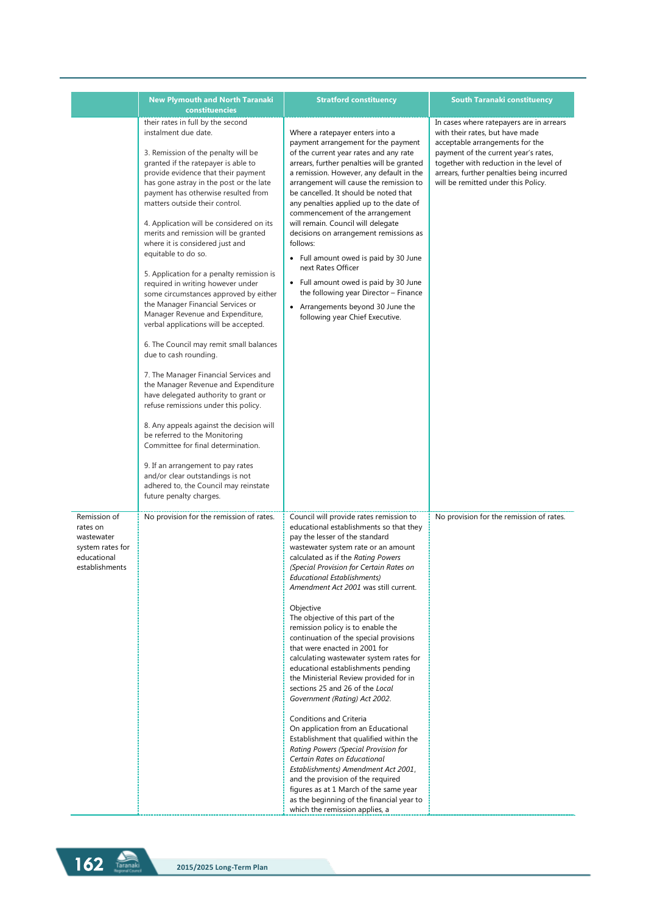| | New Plymouth and North Taranaki constituencies | Stratford constituency | South Taranaki constituency |
|---|---|---|---|
| | their rates in full by the second instalment due date.<br><br>3. Remission of the penalty will be granted if the ratepayer is able to provide evidence that their payment has gone astray in the post or the late payment has otherwise resulted from matters outside their control.<br><br>4. Application will be considered on its merits and remission will be granted where it is considered just and equitable to do so.<br><br>5. Application for a penalty remission is required in writing however under some circumstances approved by either the Manager Financial Services or Manager Revenue and Expenditure, verbal applications will be accepted.<br><br>6. The Council may remit small balances due to cash rounding.<br><br>7. The Manager Financial Services and the Manager Revenue and Expenditure have delegated authority to grant or refuse remissions under this policy.<br><br>8. Any appeals against the decision will be referred to the Monitoring Committee for final determination.<br><br>9. If an arrangement to pay rates and/or clear outstandings is not adhered to, the Council may reinstate future penalty charges. | Where a ratepayer enters into a payment arrangement for the payment of the current year rates and any rate arrears, further penalties will be granted a remission. However, any default in the arrangement will cause the remission to be cancelled. It should be noted that any penalties applied up to the date of commencement of the arrangement will remain. Council will delegate decisions on arrangement remissions as follows:<br><br>• Full amount owed is paid by 30 June next Rates Officer<br>• Full amount owed is paid by 30 June the following year Director – Finance<br>• Arrangements beyond 30 June the following year Chief Executive. | In cases where ratepayers are in arrears with their rates, but have made acceptable arrangements for the payment of the current year's rates, together with reduction in the level of arrears, further penalties being incurred will be remitted under this Policy. |
| Remission of rates on wastewater system rates for educational establishments | No provision for the remission of rates. | Council will provide rates remission to educational establishments so that they pay the lesser of the standard wastewater system rate or an amount calculated as if the *Rating Powers (Special Provision for Certain Rates on Educational Establishments) Amendment Act 2001* was still current.<br><br>Objective<br>The objective of this part of the remission policy is to enable the continuation of the special provisions that were enacted in 2001 for calculating wastewater system rates for educational establishments pending the Ministerial Review provided for in sections 25 and 26 of the *Local Government (Rating) Act 2002*.<br><br>Conditions and Criteria<br>On application from an Educational Establishment that qualified within the *Rating Powers (Special Provision for Certain Rates on Educational Establishments) Amendment Act 2001*, and the provision of the required figures as at 1 March of the same year as the beginning of the financial year to which the remission applies, a | No provision for the remission of rates. |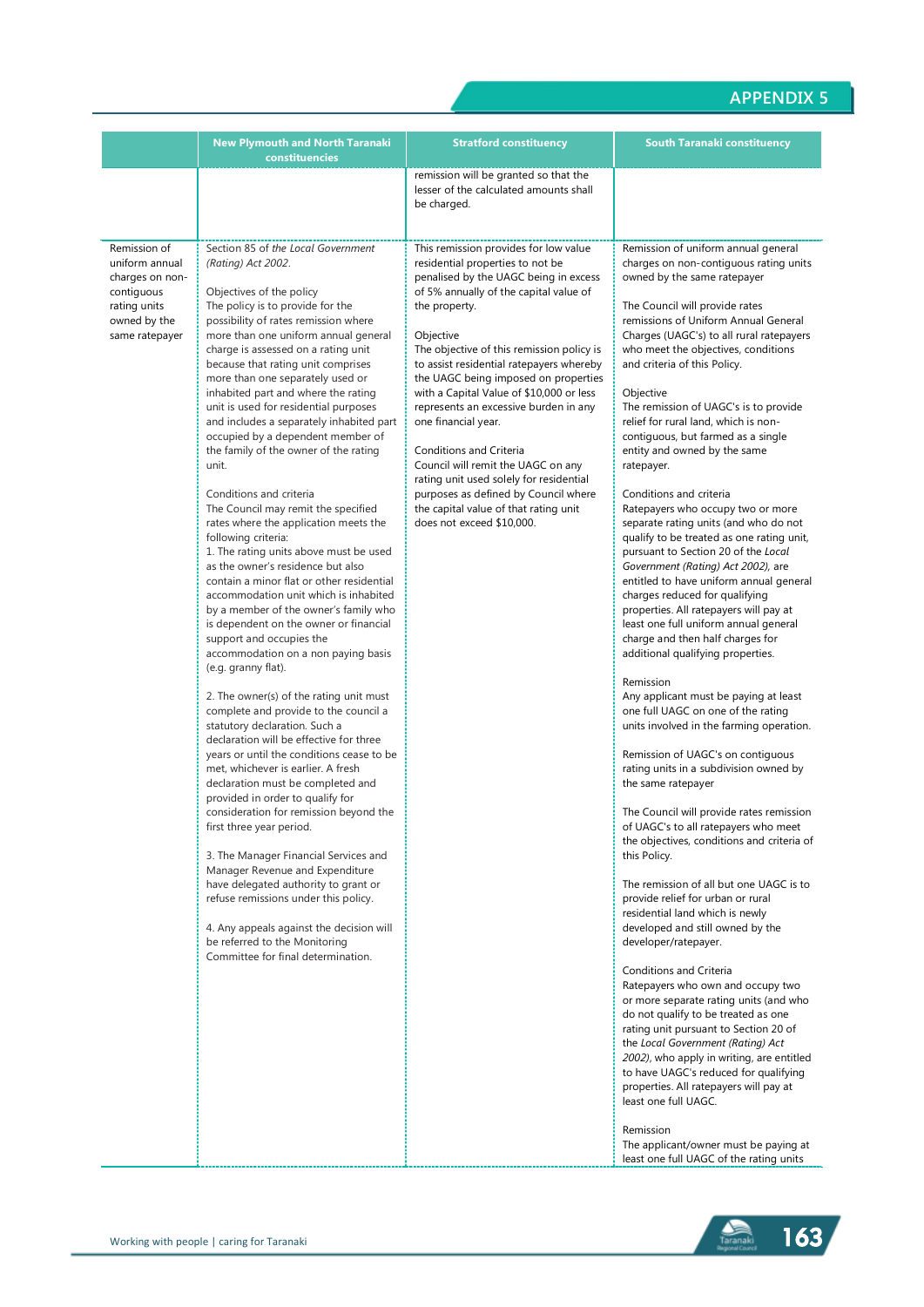## APPENDIX 5

| | New Plymouth and North Taranaki constituencies | Stratford constituency | South Taranaki constituency |
|---|---|---|---|
| | | remission will be granted so that the lesser of the calculated amounts shall be charged. | |
| Remission of uniform annual charges on non-contiguous rating units owned by the same ratepayer | Section 85 of *the Local Government (Rating) Act 2002*.<br><br>Objectives of the policy<br>The policy is to provide for the possibility of rates remission where more than one uniform annual general charge is assessed on a rating unit because that rating unit comprises more than one separately used or inhabited part and where the rating unit is used for residential purposes and includes a separately inhabited part occupied by a dependent member of the family of the owner of the rating unit.<br><br>Conditions and criteria<br>The Council may remit the specified rates where the application meets the following criteria:<br>1. The rating units above must be used as the owner's residence but also contain a minor flat or other residential accommodation unit which is inhabited by a member of the owner's family who is dependent on the owner or financial support and occupies the accommodation on a non paying basis (e.g. granny flat).<br><br>2. The owner(s) of the rating unit must complete and provide to the council a statutory declaration. Such a declaration will be effective for three years or until the conditions cease to be met, whichever is earlier. A fresh declaration must be completed and provided in order to qualify for consideration for remission beyond the first three year period.<br><br>3. The Manager Financial Services and Manager Revenue and Expenditure have delegated authority to grant or refuse remissions under this policy.<br><br>4. Any appeals against the decision will be referred to the Monitoring Committee for final determination. | This remission provides for low value residential properties to not be penalised by the UAGC being in excess of 5% annually of the capital value of the property.<br><br>Objective<br>The objective of this remission policy is to assist residential ratepayers whereby the UAGC being imposed on properties with a Capital Value of $10,000 or less represents an excessive burden in any one financial year.<br><br>Conditions and Criteria<br>Council will remit the UAGC on any rating unit used solely for residential purposes as defined by Council where the capital value of that rating unit does not exceed $10,000. | Remission of uniform annual general charges on non-contiguous rating units owned by the same ratepayer<br><br>The Council will provide rates remissions of Uniform Annual General Charges (UAGC's) to all rural ratepayers who meet the objectives, conditions and criteria of this Policy.<br><br>Objective<br>The remission of UAGC's is to provide relief for rural land, which is non-contiguous, but farmed as a single entity and owned by the same ratepayer.<br><br>Conditions and criteria<br>Ratepayers who occupy two or more separate rating units (and who do not qualify to be treated as one rating unit, pursuant to Section 20 of the *Local Government (Rating) Act 2002)*, are entitled to have uniform annual general charges reduced for qualifying properties. All ratepayers will pay at least one full uniform annual general charge and then half charges for additional qualifying properties.<br><br>Remission<br>Any applicant must be paying at least one full UAGC on one of the rating units involved in the farming operation.<br><br>Remission of UAGC's on contiguous rating units in a subdivision owned by the same ratepayer<br><br>The Council will provide rates remission of UAGC's to all ratepayers who meet the objectives, conditions and criteria of this Policy.<br><br>The remission of all but one UAGC is to provide relief for urban or rural residential land which is newly developed and still owned by the developer/ratepayer.<br><br>Conditions and Criteria<br>Ratepayers who own and occupy two or more separate rating units (and who do not qualify to be treated as one rating unit pursuant to Section 20 of the *Local Government (Rating) Act 2002)*, who apply in writing, are entitled to have UAGC's reduced for qualifying properties. All ratepayers will pay at least one full UAGC.<br><br>Remission<br>The applicant/owner must be paying at least one full UAGC of the rating units |

Working with people | caring for Taranaki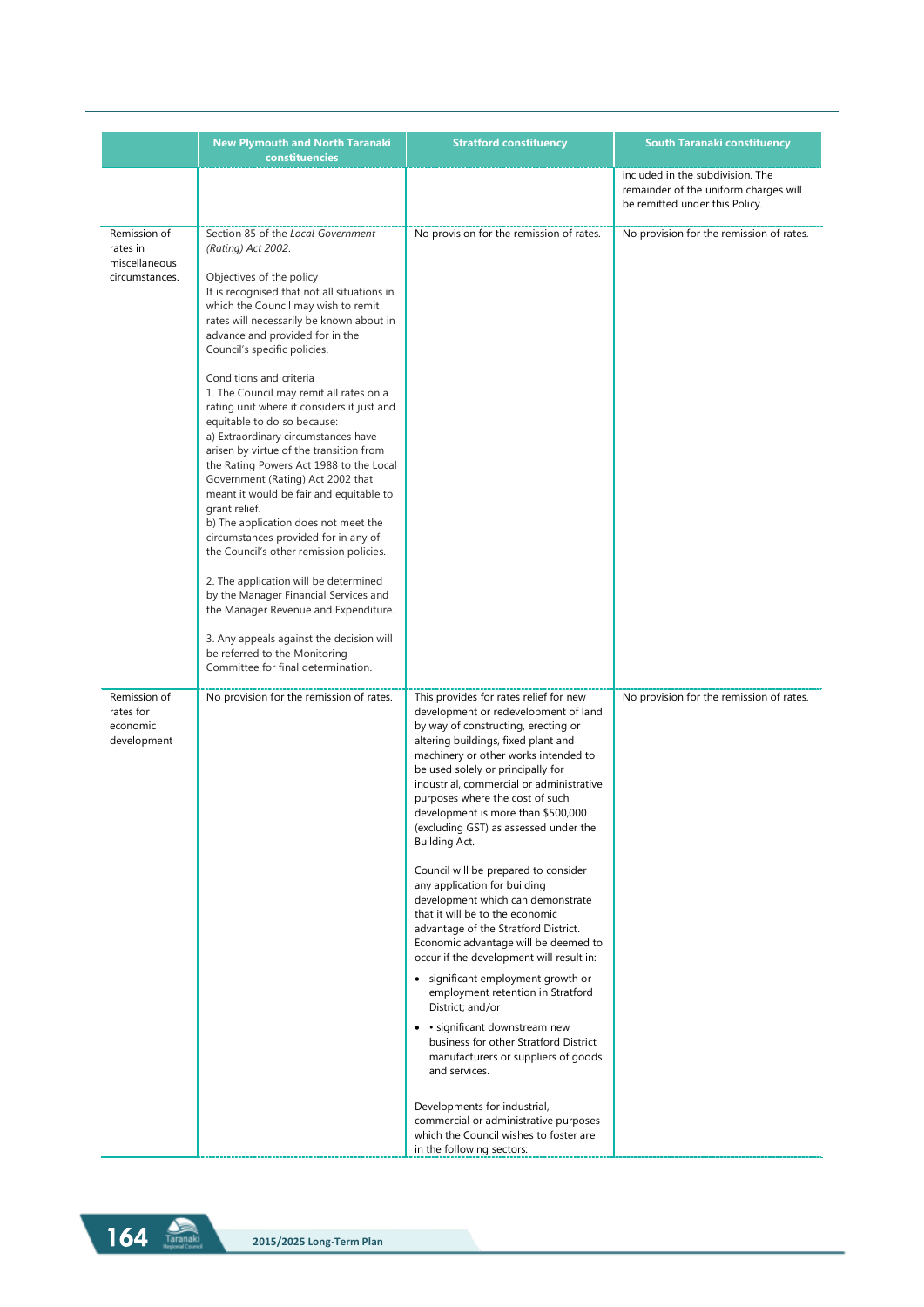| | New Plymouth and North Taranaki constituencies | Stratford constituency | South Taranaki constituency |
|---|---|---|---|
| | | | included in the subdivision. The remainder of the uniform charges will be remitted under this Policy. |
| Remission of rates in miscellaneous circumstances. | Section 85 of the *Local Government (Rating) Act 2002*.<br><br>Objectives of the policy<br>It is recognised that not all situations in which the Council may wish to remit rates will necessarily be known about in advance and provided for in the Council's specific policies.<br><br>Conditions and criteria<br>1. The Council may remit all rates on a rating unit where it considers it just and equitable to do so because:<br>a) Extraordinary circumstances have arisen by virtue of the transition from the Rating Powers Act 1988 to the Local Government (Rating) Act 2002 that meant it would be fair and equitable to grant relief.<br>b) The application does not meet the circumstances provided for in any of the Council's other remission policies.<br><br>2. The application will be determined by the Manager Financial Services and the Manager Revenue and Expenditure.<br><br>3. Any appeals against the decision will be referred to the Monitoring Committee for final determination. | No provision for the remission of rates. | No provision for the remission of rates. |
| Remission of rates for economic development | No provision for the remission of rates. | This provides for rates relief for new development or redevelopment of land by way of constructing, erecting or altering buildings, fixed plant and machinery or other works intended to be used solely or principally for industrial, commercial or administrative purposes where the cost of such development is more than $500,000 (excluding GST) as assessed under the Building Act.<br><br>Council will be prepared to consider any application for building development which can demonstrate that it will be to the economic advantage of the Stratford District. Economic advantage will be deemed to occur if the development will result in:<br>• significant employment growth or employment retention in Stratford District; and/or<br>• • significant downstream new business for other Stratford District manufacturers or suppliers of goods and services.<br><br>Developments for industrial, commercial or administrative purposes which the Council wishes to foster are in the following sectors: | No provision for the remission of rates. |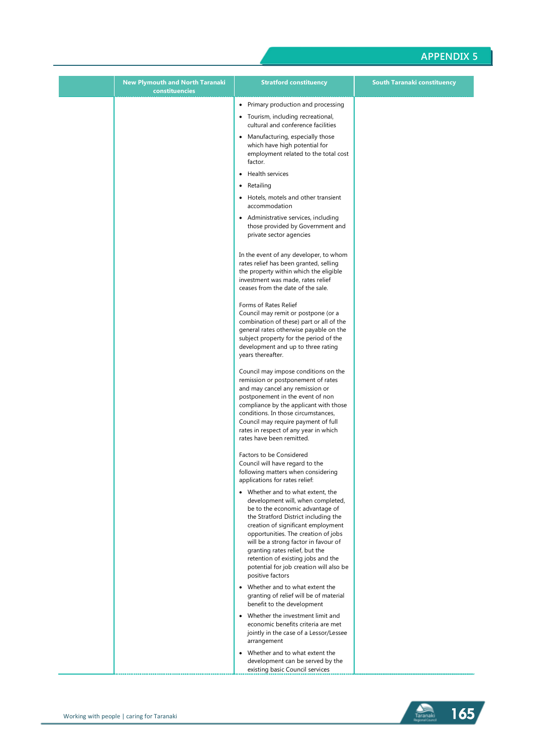| | New Plymouth and North Taranaki constituencies | Stratford constituency | South Taranaki constituency |
|---|---|---|---|
| | | • Primary production and processing<br>• Tourism, including recreational, cultural and conference facilities<br>• Manufacturing, especially those which have high potential for employment related to the total cost factor.<br>• Health services<br>• Retailing<br>• Hotels, motels and other transient accommodation<br>• Administrative services, including those provided by Government and private sector agencies<br><br>In the event of any developer, to whom rates relief has been granted, selling the property within which the eligible investment was made, rates relief ceases from the date of the sale.<br><br>Forms of Rates Relief<br>Council may remit or postpone (or a combination of these) part or all of the general rates otherwise payable on the subject property for the period of the development and up to three rating years thereafter.<br><br>Council may impose conditions on the remission or postponement of rates and may cancel any remission or postponement in the event of non compliance by the applicant with those conditions. In those circumstances, Council may require payment of full rates in respect of any year in which rates have been remitted.<br><br>Factors to be Considered<br>Council will have regard to the following matters when considering applications for rates relief:<br>• Whether and to what extent, the development will, when completed, be to the economic advantage of the Stratford District including the creation of significant employment opportunities. The creation of jobs will be a strong factor in favour of granting rates relief, but the retention of existing jobs and the potential for job creation will also be positive factors<br>• Whether and to what extent the granting of relief will be of material benefit to the development<br>• Whether the investment limit and economic benefits criteria are met jointly in the case of a Lessor/Lessee arrangement<br>• Whether and to what extent the development can be served by the existing basic Council services | |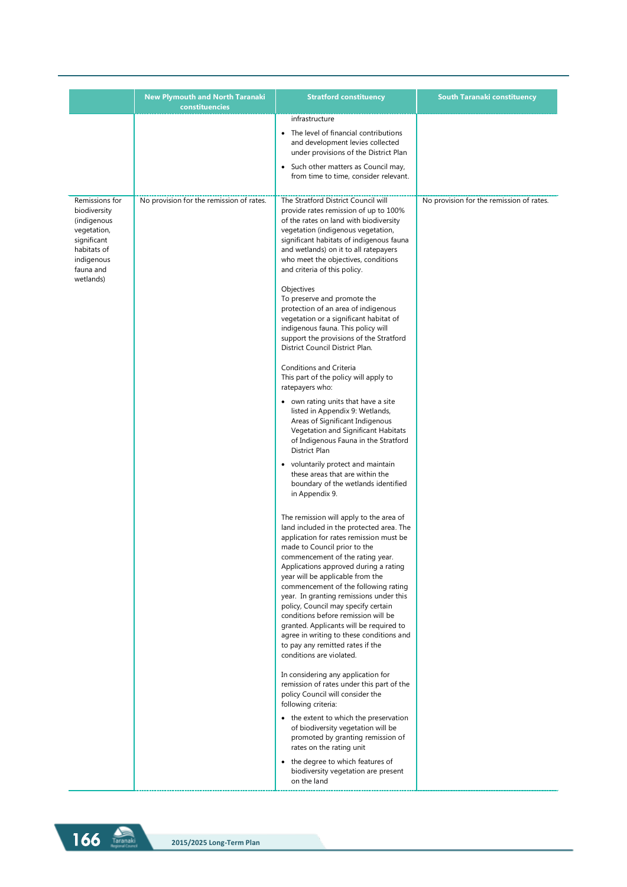| | New Plymouth and North Taranaki constituencies | Stratford constituency | South Taranaki constituency |
|---|---|---|---|
| | | infrastructure<br>• The level of financial contributions and development levies collected under provisions of the District Plan<br>• Such other matters as Council may, from time to time, consider relevant. | |
| Remissions for biodiversity (indigenous vegetation, significant habitats of indigenous fauna and wetlands) | No provision for the remission of rates. | The Stratford District Council will provide rates remission of up to 100% of the rates on land with biodiversity vegetation (indigenous vegetation, significant habitats of indigenous fauna and wetlands) on it to all ratepayers who meet the objectives, conditions and criteria of this policy.<br><br>Objectives<br>To preserve and promote the protection of an area of indigenous vegetation or a significant habitat of indigenous fauna. This policy will support the provisions of the Stratford District Council District Plan.<br><br>Conditions and Criteria<br>This part of the policy will apply to ratepayers who:<br>• own rating units that have a site listed in Appendix 9: Wetlands, Areas of Significant Indigenous Vegetation and Significant Habitats of Indigenous Fauna in the Stratford District Plan<br>• voluntarily protect and maintain these areas that are within the boundary of the wetlands identified in Appendix 9.<br><br>The remission will apply to the area of land included in the protected area. The application for rates remission must be made to Council prior to the commencement of the rating year. Applications approved during a rating year will be applicable from the commencement of the following rating year. In granting remissions under this policy, Council may specify certain conditions before remission will be granted. Applicants will be required to agree in writing to these conditions and to pay any remitted rates if the conditions are violated.<br><br>In considering any application for remission of rates under this part of the policy Council will consider the following criteria:<br>• the extent to which the preservation of biodiversity vegetation will be promoted by granting remission of rates on the rating unit<br>• the degree to which features of biodiversity vegetation are present on the land | No provision for the remission of rates. |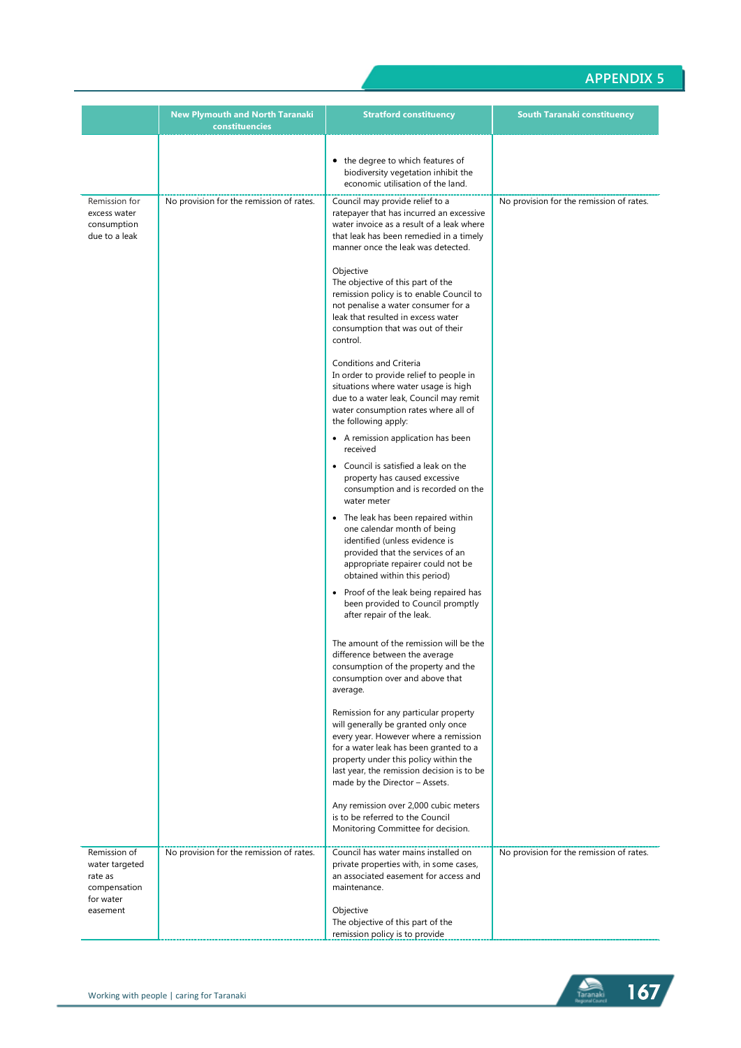# APPENDIX 5

| | New Plymouth and North Taranaki constituencies | Stratford constituency | South Taranaki constituency |
|---|---|---|---|
| | | • the degree to which features of biodiversity vegetation inhibit the economic utilisation of the land. | |
| Remission for excess water consumption due to a leak | No provision for the remission of rates. | Council may provide relief to a ratepayer that has incurred an excessive water invoice as a result of a leak where that leak has been remedied in a timely manner once the leak was detected.<br><br>Objective<br>The objective of this part of the remission policy is to enable Council to not penalise a water consumer for a leak that resulted in excess water consumption that was out of their control.<br><br>Conditions and Criteria<br>In order to provide relief to people in situations where water usage is high due to a water leak, Council may remit water consumption rates where all of the following apply:<br>• A remission application has been received<br>• Council is satisfied a leak on the property has caused excessive consumption and is recorded on the water meter<br>• The leak has been repaired within one calendar month of being identified (unless evidence is provided that the services of an appropriate repairer could not be obtained within this period)<br>• Proof of the leak being repaired has been provided to Council promptly after repair of the leak.<br><br>The amount of the remission will be the difference between the average consumption of the property and the consumption over and above that average.<br><br>Remission for any particular property will generally be granted only once every year. However where a remission for a water leak has been granted to a property under this policy within the last year, the remission decision is to be made by the Director – Assets.<br><br>Any remission over 2,000 cubic meters is to be referred to the Council Monitoring Committee for decision. | No provision for the remission of rates. |
| Remission of water targeted rate as compensation for water easement | No provision for the remission of rates. | Council has water mains installed on private properties with, in some cases, an associated easement for access and maintenance.<br><br>Objective<br>The objective of this part of the remission policy is to provide | No provision for the remission of rates. |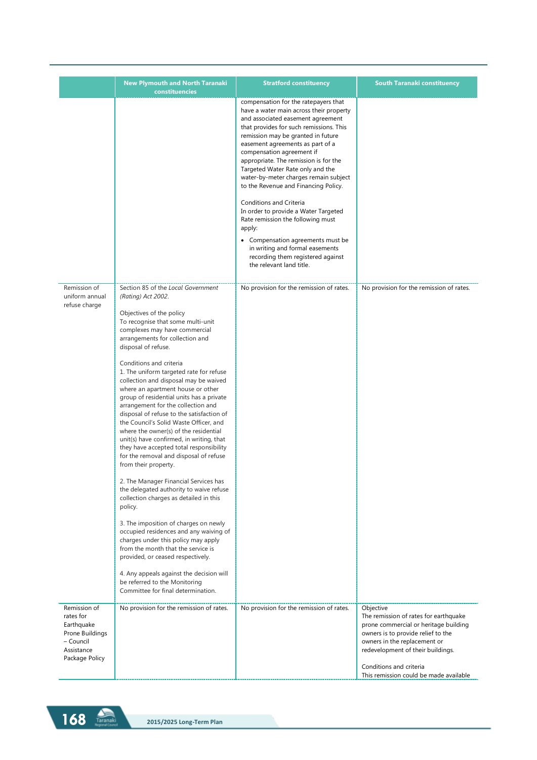| | New Plymouth and North Taranaki constituencies | Stratford constituency | South Taranaki constituency |
|---|---|---|---|
| | | compensation for the ratepayers that have a water main across their property and associated easement agreement that provides for such remissions. This remission may be granted in future easement agreements as part of a compensation agreement if appropriate. The remission is for the Targeted Water Rate only and the water-by-meter charges remain subject to the Revenue and Financing Policy.<br><br>Conditions and Criteria<br>In order to provide a Water Targeted Rate remission the following must apply:<br><br>• Compensation agreements must be in writing and formal easements recording them registered against the relevant land title. | |
| Remission of uniform annual refuse charge | Section 85 of the *Local Government (Rating) Act 2002*.<br><br>Objectives of the policy<br>To recognise that some multi-unit complexes may have commercial arrangements for collection and disposal of refuse.<br><br>Conditions and criteria<br>1. The uniform targeted rate for refuse collection and disposal may be waived where an apartment house or other group of residential units has a private arrangement for the collection and disposal of refuse to the satisfaction of the Council's Solid Waste Officer, and where the owner(s) of the residential unit(s) have confirmed, in writing, that they have accepted total responsibility for the removal and disposal of refuse from their property.<br><br>2. The Manager Financial Services has the delegated authority to waive refuse collection charges as detailed in this policy.<br><br>3. The imposition of charges on newly occupied residences and any waiving of charges under this policy may apply from the month that the service is provided, or ceased respectively.<br><br>4. Any appeals against the decision will be referred to the Monitoring Committee for final determination. | No provision for the remission of rates. | No provision for the remission of rates. |
| Remission of rates for Earthquake Prone Buildings – Council Assistance Package Policy | No provision for the remission of rates. | No provision for the remission of rates. | Objective<br>The remission of rates for earthquake prone commercial or heritage building owners is to provide relief to the owners in the replacement or redevelopment of their buildings.<br><br>Conditions and criteria<br>This remission could be made available |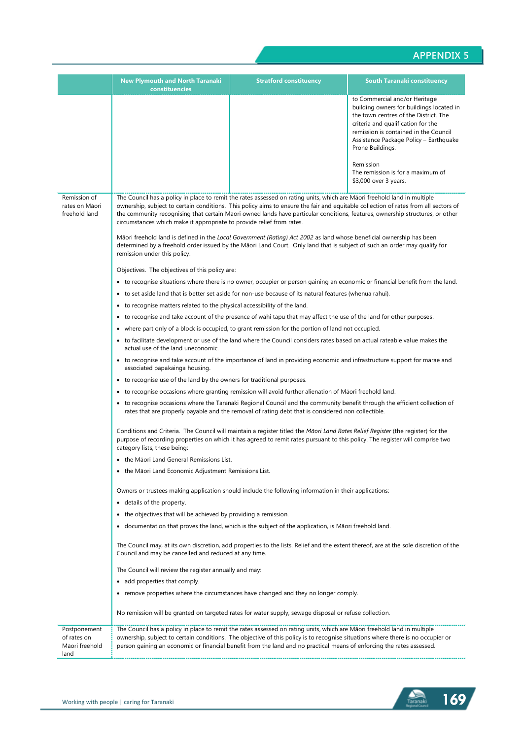| | New Plymouth and North Taranaki constituencies | Stratford constituency | South Taranaki constituency |
|---|---|---|---|
| | | | to Commercial and/or Heritage building owners for buildings located in the town centres of the District. The criteria and qualification for the remission is contained in the Council Assistance Package Policy – Earthquake Prone Buildings.<br><br>Remission<br>The remission is for a maximum of $3,000 over 3 years. |
| Remission of rates on Māori freehold land | The Council has a policy in place to remit the rates assessed on rating units, which are Māori freehold land in multiple ownership, subject to certain conditions. This policy aims to ensure the fair and equitable collection of rates from all sectors of the community recognising that certain Māori owned lands have particular conditions, features, ownership structures, or other circumstances which make it appropriate to provide relief from rates.<br><br>Māori freehold land is defined in the *Local Government (Rating) Act 2002* as land whose beneficial ownership has been determined by a freehold order issued by the Māori Land Court. Only land that is subject of such an order may qualify for remission under this policy.<br><br>Objectives. The objectives of this policy are:<br>• to recognise situations where there is no owner, occupier or person gaining an economic or financial benefit from the land.<br>• to set aside land that is better set aside for non-use because of its natural features (whenua rahui).<br>• to recognise matters related to the physical accessibility of the land.<br>• to recognise and take account of the presence of wāhi tapu that may affect the use of the land for other purposes.<br>• where part only of a block is occupied, to grant remission for the portion of land not occupied.<br>• to facilitate development or use of the land where the Council considers rates based on actual rateable value makes the actual use of the land uneconomic.<br>• to recognise and take account of the importance of land in providing economic and infrastructure support for marae and associated papakainga housing.<br>• to recognise use of the land by the owners for traditional purposes.<br>• to recognise occasions where granting remission will avoid further alienation of Māori freehold land.<br>• to recognise occasions where the Taranaki Regional Council and the community benefit through the efficient collection of rates that are properly payable and the removal of rating debt that is considered non collectible.<br><br>Conditions and Criteria. The Council will maintain a register titled the *Māori Land Rates Relief Register* (the register) for the purpose of recording properties on which it has agreed to remit rates pursuant to this policy. The register will comprise two category lists, these being:<br>• the Māori Land General Remissions List.<br>• the Māori Land Economic Adjustment Remissions List.<br><br>Owners or trustees making application should include the following information in their applications:<br>• details of the property.<br>• the objectives that will be achieved by providing a remission.<br>• documentation that proves the land, which is the subject of the application, is Māori freehold land.<br><br>The Council may, at its own discretion, add properties to the lists. Relief and the extent thereof, are at the sole discretion of the Council and may be cancelled and reduced at any time.<br><br>The Council will review the register annually and may:<br>• add properties that comply.<br>• remove properties where the circumstances have changed and they no longer comply.<br><br>No remission will be granted on targeted rates for water supply, sewage disposal or refuse collection. | | |
| Postponement of rates on Māori freehold land | The Council has a policy in place to remit the rates assessed on rating units, which are Māori freehold land in multiple ownership, subject to certain conditions. The objective of this policy is to recognise situations where there is no occupier or person gaining an economic or financial benefit from the land and no practical means of enforcing the rates assessed. | | |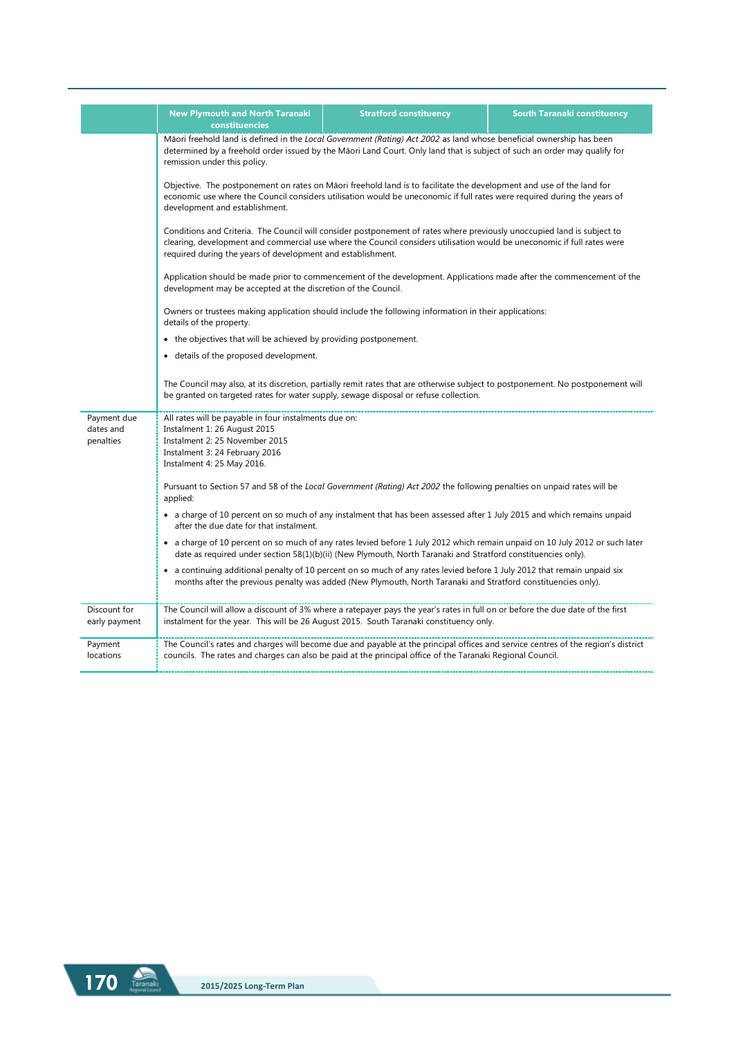| | New Plymouth and North Taranaki constituencies | Stratford constituency | South Taranaki constituency |
|---|---|---|---|
| | Māori freehold land is defined in the *Local Government (Rating) Act 2002* as land whose beneficial ownership has been determined by a freehold order issued by the Māori Land Court. Only land that is subject of such an order may qualify for remission under this policy.<br><br>Objective. The postponement on rates on Māori freehold land is to facilitate the development and use of the land for economic use where the Council considers utilisation would be uneconomic if full rates were required during the years of development and establishment.<br><br>Conditions and Criteria. The Council will consider postponement of rates where previously unoccupied land is subject to clearing, development and commercial use where the Council considers utilisation would be uneconomic if full rates were required during the years of development and establishment.<br><br>Application should be made prior to commencement of the development. Applications made after the commencement of the development may be accepted at the discretion of the Council.<br><br>Owners or trustees making application should include the following information in their applications:<br>details of the property.<br>• the objectives that will be achieved by providing postponement.<br>• details of the proposed development.<br><br>The Council may also, at its discretion, partially remit rates that are otherwise subject to postponement. No postponement will be granted on targeted rates for water supply, sewage disposal or refuse collection. | | |
| Payment due dates and penalties | All rates will be payable in four instalments due on:<br>Instalment 1: 26 August 2015<br>Instalment 2: 25 November 2015<br>Instalment 3: 24 February 2016<br>Instalment 4: 25 May 2016.<br><br>Pursuant to Section 57 and 58 of the *Local Government (Rating) Act 2002* the following penalties on unpaid rates will be applied:<br>• a charge of 10 percent on so much of any instalment that has been assessed after 1 July 2015 and which remains unpaid after the due date for that instalment.<br>• a charge of 10 percent on so much of any rates levied before 1 July 2012 which remain unpaid on 10 July 2012 or such later date as required under section 58(1)(b)(ii) (New Plymouth, North Taranaki and Stratford constituencies only).<br>• a continuing additional penalty of 10 percent on so much of any rates levied before 1 July 2012 that remain unpaid six months after the previous penalty was added (New Plymouth, North Taranaki and Stratford constituencies only). | | |
| Discount for early payment | The Council will allow a discount of 3% where a ratepayer pays the year's rates in full on or before the due date of the first instalment for the year. This will be 26 August 2015. South Taranaki constituency only. | | |
| Payment locations | The Council's rates and charges will become due and payable at the principal offices and service centres of the region's district councils. The rates and charges can also be paid at the principal office of the Taranaki Regional Council. | | |